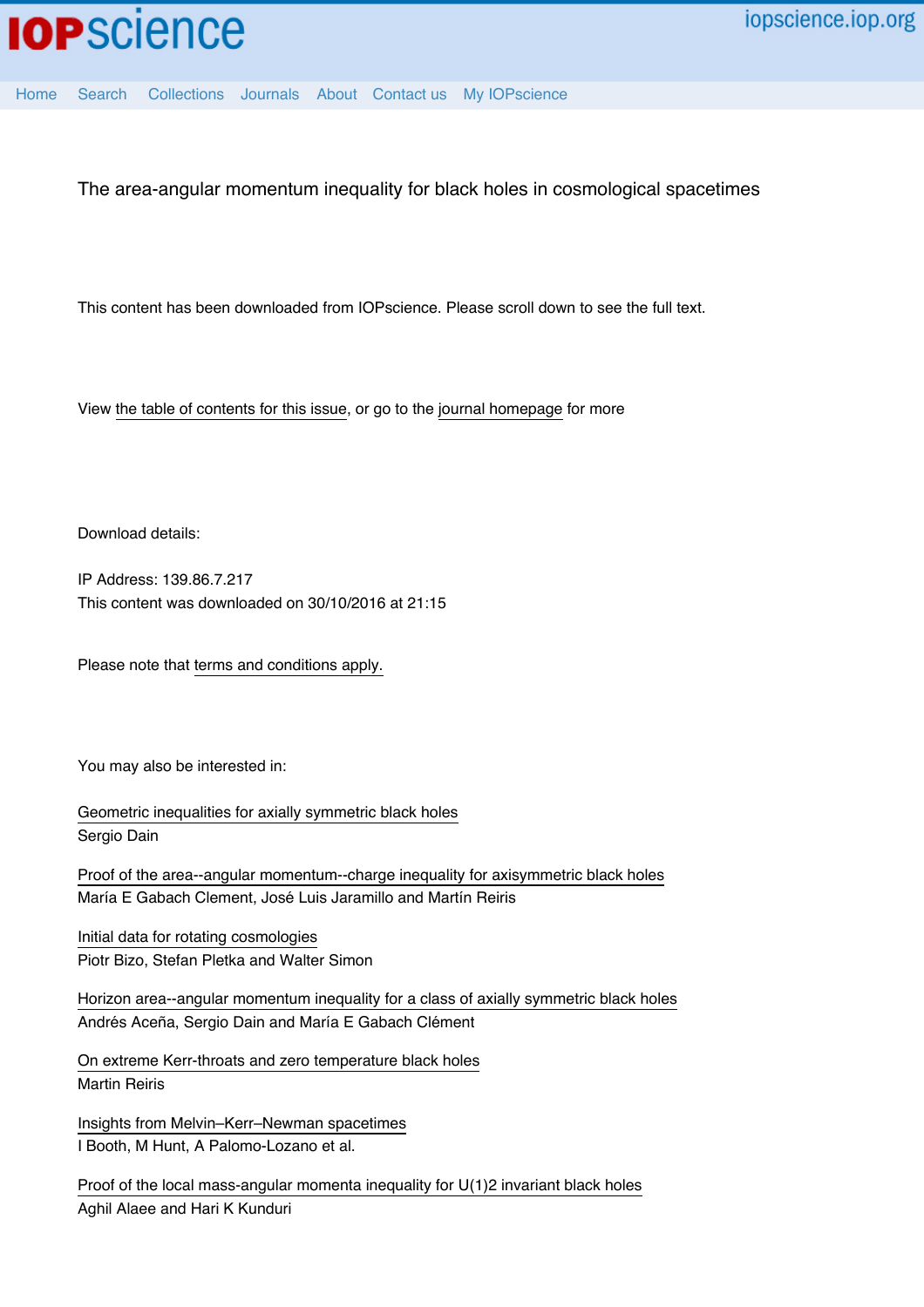The area-angular momentum inequality for black holes in cosmological spacetimes

This content has been downloaded from IOPscience. Please scroll down to see the full text.

View the table of contents for this issue, or go to the journal homepage for more

Download details:

IP Address: 139.86.7.217

This content was downloaded on 30/10/2016 at 21:15

Please note that terms and conditions apply.

You may also be interested in:

Geometric inequalities for axially symmetric black holes
Sergio Dain

Proof of the area--angular momentum--charge inequality for axisymmetric black holes
María E Gabach Clement, José Luis Jaramillo and Martín Reiris

Initial data for rotating cosmologies
Piotr Bizo, Stefan Pletka and Walter Simon

Horizon area--angular momentum inequality for a class of axially symmetric black holes
Andrés Aceña, Sergio Dain and María E Gabach Clément

On extreme Kerr-throats and zero temperature black holes
Martin Reiris

Insights from Melvin–Kerr–Newman spacetimes
I Booth, M Hunt, A Palomo-Lozano et al.

Proof of the local mass-angular momenta inequality for U(1)2 invariant black holes
Aghil Alaee and Hari K Kunduri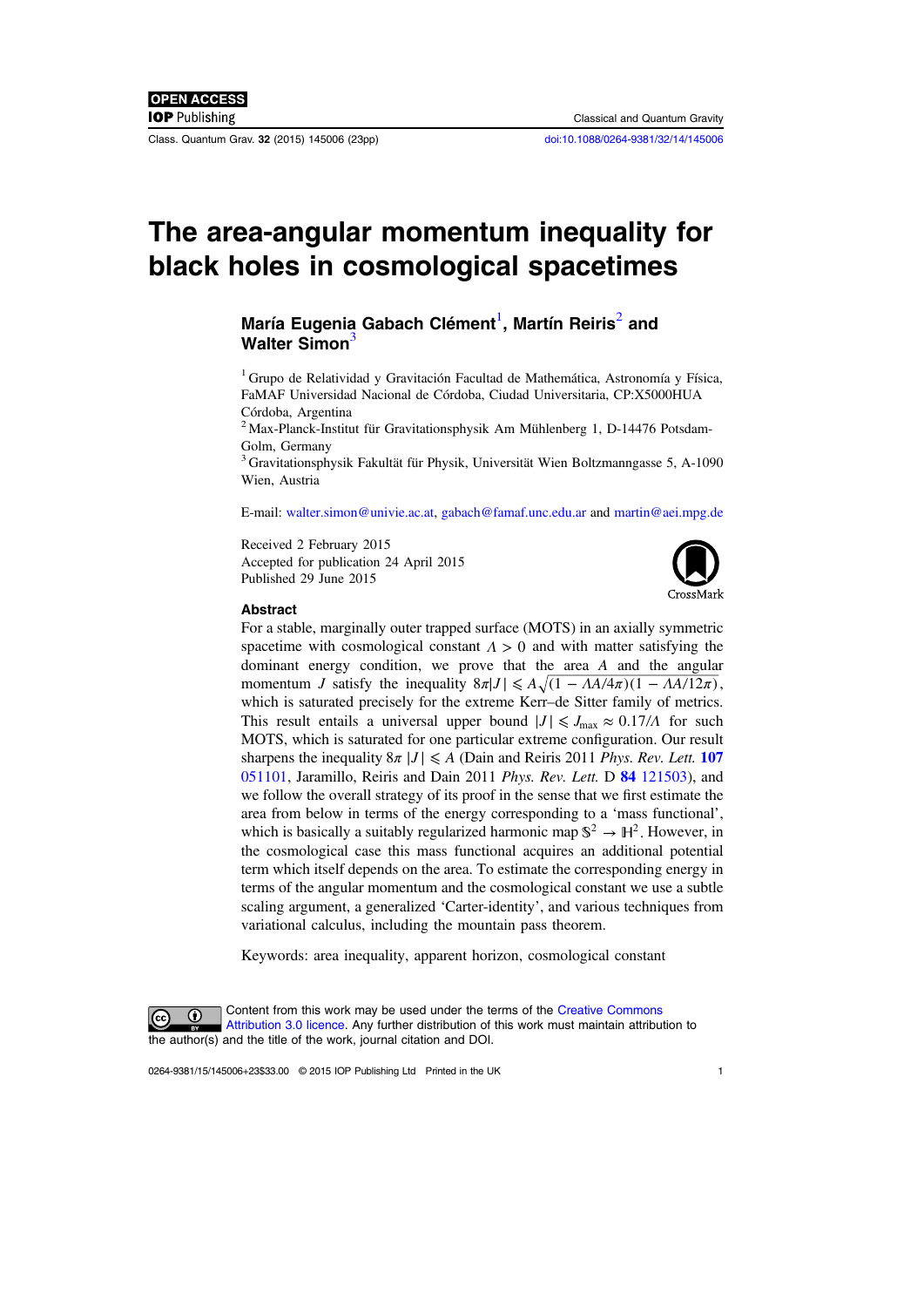# The area-angular momentum inequality for black holes in cosmological spacetimes

**María Eugenia Gabach Clément**[1], **Martín Reiris**[2] and **Walter Simon**[3]

[1] Grupo de Relatividad y Gravitación Facultad de Mathemática, Astronomía y Física, FaMAF Universidad Nacional de Córdoba, Ciudad Universitaria, CP:X5000HUA Córdoba, Argentina

[2] Max-Planck-Institut für Gravitationsphysik Am Mühlenberg 1, D-14476 Potsdam-Golm, Germany

[3] Gravitationsphysik Fakultät für Physik, Universität Wien Boltzmanngasse 5, A-1090 Wien, Austria

E-mail: walter.simon@univie.ac.at, gabach@famaf.unc.edu.ar and martin@aei.mpg.de

Received 2 February 2015
Accepted for publication 24 April 2015
Published 29 June 2015

## Abstract

For a stable, marginally outer trapped surface (MOTS) in an axially symmetric spacetime with cosmological constant $\Lambda > 0$ and with matter satisfying the dominant energy condition, we prove that the area $A$ and the angular momentum $J$ satisfy the inequality $8\pi|J| \leqslant A\sqrt{(1 - \Lambda A/4\pi)(1 - \Lambda A/12\pi)}$, which is saturated precisely for the extreme Kerr–de Sitter family of metrics. This result entails a universal upper bound $|J| \leqslant J_{\max} \approx 0.17/\Lambda$ for such MOTS, which is saturated for one particular extreme configuration. Our result sharpens the inequality $8\pi\,|J| \leqslant A$ (Dain and Reiris 2011 *Phys. Rev. Lett.* **107** 051101, Jaramillo, Reiris and Dain 2011 *Phys. Rev. Lett.* D **84** 121503), and we follow the overall strategy of its proof in the sense that we first estimate the area from below in terms of the energy corresponding to a 'mass functional', which is basically a suitably regularized harmonic map $\mathbb{S}^2 \to \mathbb{H}^2$. However, in the cosmological case this mass functional acquires an additional potential term which itself depends on the area. To estimate the corresponding energy in terms of the angular momentum and the cosmological constant we use a subtle scaling argument, a generalized 'Carter-identity', and various techniques from variational calculus, including the mountain pass theorem.

Keywords: area inequality, apparent horizon, cosmological constant

Content from this work may be used under the terms of the Creative Commons Attribution 3.0 licence. Any further distribution of this work must maintain attribution to the author(s) and the title of the work, journal citation and DOI.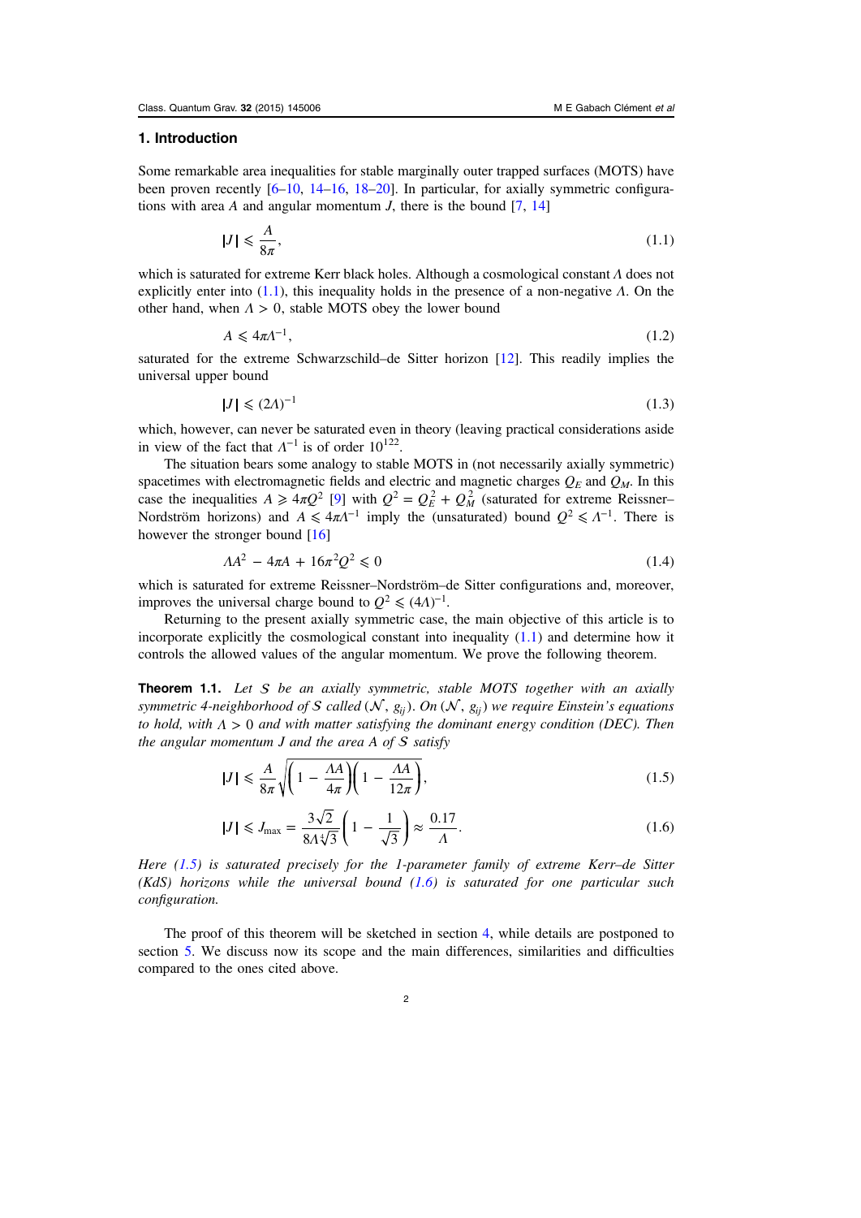## 1. Introduction

Some remarkable area inequalities for stable marginally outer trapped surfaces (MOTS) have been proven recently [6–10, 14–16, 18–20]. In particular, for axially symmetric configurations with area $A$ and angular momentum $J$, there is the bound [7, 14]

$$|J| \leqslant \frac{A}{8\pi}, \tag{1.1}$$

which is saturated for extreme Kerr black holes. Although a cosmological constant $\Lambda$ does not explicitly enter into (1.1), this inequality holds in the presence of a non-negative $\Lambda$. On the other hand, when $\Lambda > 0$, stable MOTS obey the lower bound

$$A \leqslant 4\pi\Lambda^{-1}, \tag{1.2}$$

saturated for the extreme Schwarzschild–de Sitter horizon [12]. This readily implies the universal upper bound

$$|J| \leqslant (2\Lambda)^{-1} \tag{1.3}$$

which, however, can never be saturated even in theory (leaving practical considerations aside in view of the fact that $\Lambda^{-1}$ is of order $10^{122}$.

The situation bears some analogy to stable MOTS in (not necessarily axially symmetric) spacetimes with electromagnetic fields and electric and magnetic charges $Q_E$ and $Q_M$. In this case the inequalities $A \geqslant 4\pi Q^2$ [9] with $Q^2 = Q_E^2 + Q_M^2$ (saturated for extreme Reissner–Nordström horizons) and $A \leqslant 4\pi\Lambda^{-1}$ imply the (unsaturated) bound $Q^2 \leqslant \Lambda^{-1}$. There is however the stronger bound [16]

$$\Lambda A^2 - 4\pi A + 16\pi^2 Q^2 \leqslant 0 \tag{1.4}$$

which is saturated for extreme Reissner–Nordström–de Sitter configurations and, moreover, improves the universal charge bound to $Q^2 \leqslant (4\Lambda)^{-1}$.

Returning to the present axially symmetric case, the main objective of this article is to incorporate explicitly the cosmological constant into inequality (1.1) and determine how it controls the allowed values of the angular momentum. We prove the following theorem.

**Theorem 1.1.** *Let $\mathcal{S}$ be an axially symmetric, stable MOTS together with an axially symmetric 4-neighborhood of $\mathcal{S}$ called $(\mathcal{N}, g_{ij})$. On $(\mathcal{N}, g_{ij})$ we require Einstein's equations to hold, with $\Lambda > 0$ and with matter satisfying the dominant energy condition (DEC). Then the angular momentum $J$ and the area $A$ of $\mathcal{S}$ satisfy*

$$|J| \leqslant \frac{A}{8\pi}\sqrt{\left(1 - \frac{\Lambda A}{4\pi}\right)\left(1 - \frac{\Lambda A}{12\pi}\right)}, \tag{1.5}$$

$$|J| \leqslant J_{\max} = \frac{3\sqrt{2}}{8\Lambda\sqrt[4]{3}}\left(1 - \frac{1}{\sqrt{3}}\right) \approx \frac{0.17}{\Lambda}. \tag{1.6}$$

*Here (1.5) is saturated precisely for the 1-parameter family of extreme Kerr–de Sitter (KdS) horizons while the universal bound (1.6) is saturated for one particular such configuration.*

The proof of this theorem will be sketched in section 4, while details are postponed to section 5. We discuss now its scope and the main differences, similarities and difficulties compared to the ones cited above.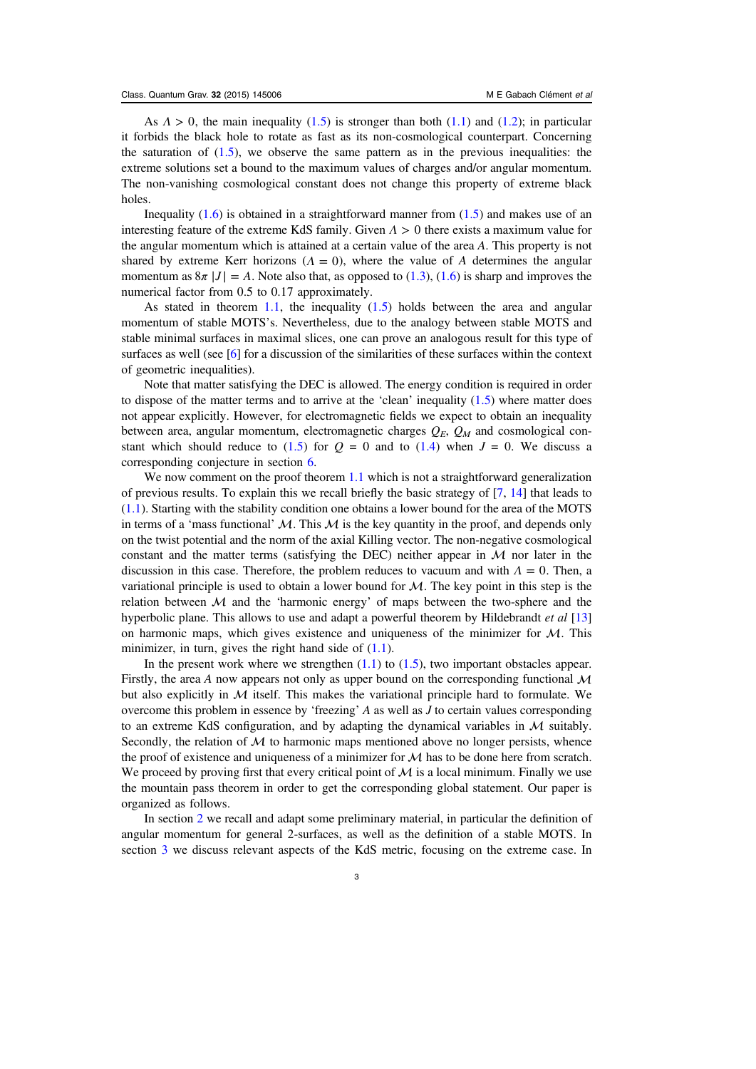As $\Lambda > 0$, the main inequality (1.5) is stronger than both (1.1) and (1.2); in particular it forbids the black hole to rotate as fast as its non-cosmological counterpart. Concerning the saturation of (1.5), we observe the same pattern as in the previous inequalities: the extreme solutions set a bound to the maximum values of charges and/or angular momentum. The non-vanishing cosmological constant does not change this property of extreme black holes.

Inequality (1.6) is obtained in a straightforward manner from (1.5) and makes use of an interesting feature of the extreme KdS family. Given $\Lambda > 0$ there exists a maximum value for the angular momentum which is attained at a certain value of the area $A$. This property is not shared by extreme Kerr horizons ($\Lambda = 0$), where the value of $A$ determines the angular momentum as $8\pi |J| = A$. Note also that, as opposed to (1.3), (1.6) is sharp and improves the numerical factor from 0.5 to 0.17 approximately.

As stated in theorem 1.1, the inequality (1.5) holds between the area and angular momentum of stable MOTS's. Nevertheless, due to the analogy between stable MOTS and stable minimal surfaces in maximal slices, one can prove an analogous result for this type of surfaces as well (see [6] for a discussion of the similarities of these surfaces within the context of geometric inequalities).

Note that matter satisfying the DEC is allowed. The energy condition is required in order to dispose of the matter terms and to arrive at the 'clean' inequality (1.5) where matter does not appear explicitly. However, for electromagnetic fields we expect to obtain an inequality between area, angular momentum, electromagnetic charges $Q_E$, $Q_M$ and cosmological constant which should reduce to (1.5) for $Q = 0$ and to (1.4) when $J = 0$. We discuss a corresponding conjecture in section 6.

We now comment on the proof theorem 1.1 which is not a straightforward generalization of previous results. To explain this we recall briefly the basic strategy of [7, 14] that leads to (1.1). Starting with the stability condition one obtains a lower bound for the area of the MOTS in terms of a 'mass functional' $\mathcal{M}$. This $\mathcal{M}$ is the key quantity in the proof, and depends only on the twist potential and the norm of the axial Killing vector. The non-negative cosmological constant and the matter terms (satisfying the DEC) neither appear in $\mathcal{M}$ nor later in the discussion in this case. Therefore, the problem reduces to vacuum and with $\Lambda = 0$. Then, a variational principle is used to obtain a lower bound for $\mathcal{M}$. The key point in this step is the relation between $\mathcal{M}$ and the 'harmonic energy' of maps between the two-sphere and the hyperbolic plane. This allows to use and adapt a powerful theorem by Hildebrandt *et al* [13] on harmonic maps, which gives existence and uniqueness of the minimizer for $\mathcal{M}$. This minimizer, in turn, gives the right hand side of (1.1).

In the present work where we strengthen (1.1) to (1.5), two important obstacles appear. Firstly, the area $A$ now appears not only as upper bound on the corresponding functional $\mathcal{M}$ but also explicitly in $\mathcal{M}$ itself. This makes the variational principle hard to formulate. We overcome this problem in essence by 'freezing' $A$ as well as $J$ to certain values corresponding to an extreme KdS configuration, and by adapting the dynamical variables in $\mathcal{M}$ suitably. Secondly, the relation of $\mathcal{M}$ to harmonic maps mentioned above no longer persists, whence the proof of existence and uniqueness of a minimizer for $\mathcal{M}$ has to be done here from scratch. We proceed by proving first that every critical point of $\mathcal{M}$ is a local minimum. Finally we use the mountain pass theorem in order to get the corresponding global statement. Our paper is organized as follows.

In section 2 we recall and adapt some preliminary material, in particular the definition of angular momentum for general 2-surfaces, as well as the definition of a stable MOTS. In section 3 we discuss relevant aspects of the KdS metric, focusing on the extreme case. In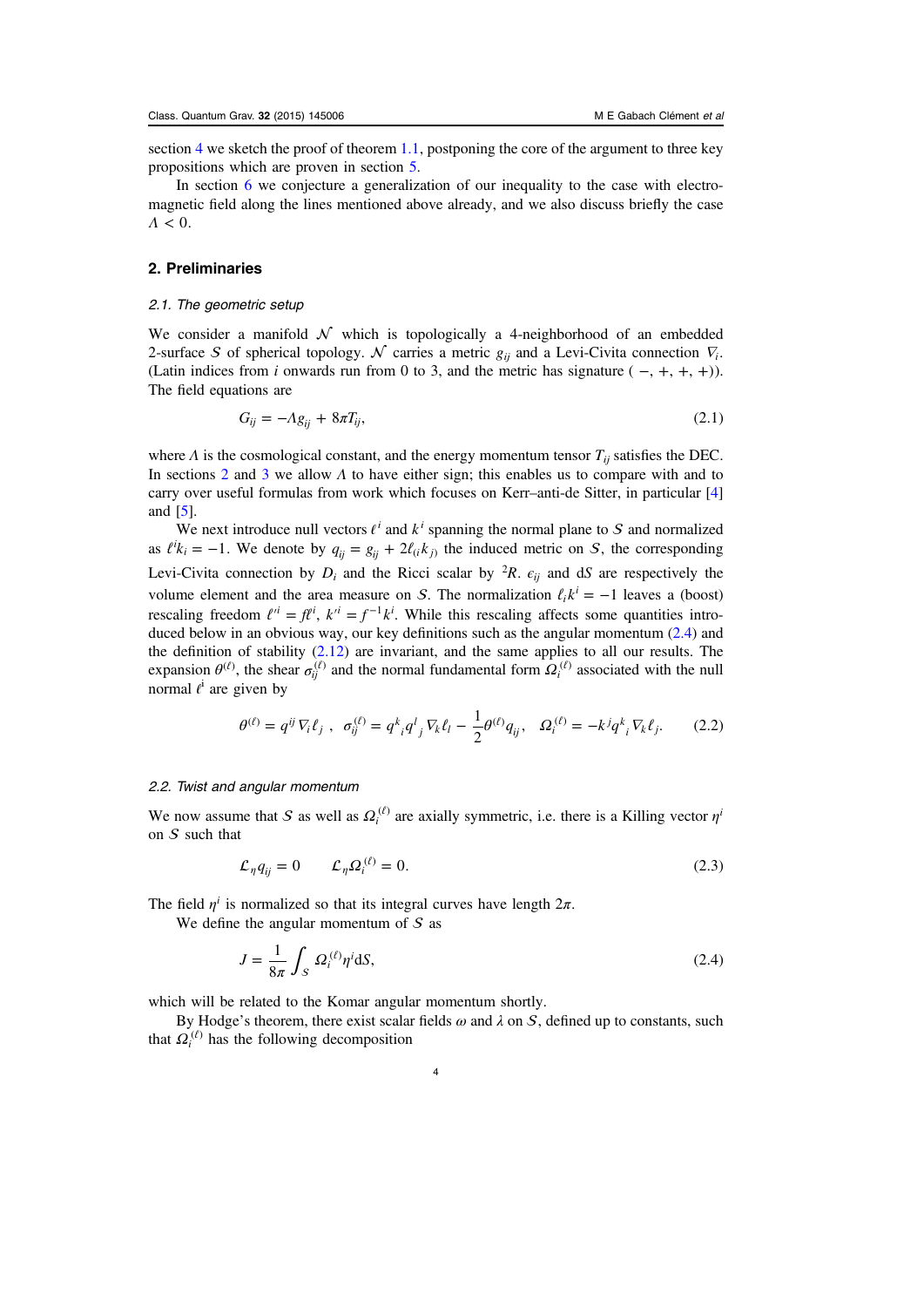section 4 we sketch the proof of theorem 1.1, postponing the core of the argument to three key propositions which are proven in section 5.

In section 6 we conjecture a generalization of our inequality to the case with electromagnetic field along the lines mentioned above already, and we also discuss briefly the case $\Lambda < 0$.

## 2. Preliminaries

### 2.1. The geometric setup

We consider a manifold $\mathcal{N}$ which is topologically a 4-neighborhood of an embedded 2-surface $\mathcal{S}$ of spherical topology. $\mathcal{N}$ carries a metric $g_{ij}$ and a Levi-Civita connection $\nabla_i$. (Latin indices from $i$ onwards run from 0 to 3, and the metric has signature $(-,+,+,+)$). The field equations are

$$G_{ij} = -\Lambda g_{ij} + 8\pi T_{ij}, \tag{2.1}$$

where $\Lambda$ is the cosmological constant, and the energy momentum tensor $T_{ij}$ satisfies the DEC. In sections 2 and 3 we allow $\Lambda$ to have either sign; this enables us to compare with and to carry over useful formulas from work which focuses on Kerr–anti-de Sitter, in particular [4] and [5].

We next introduce null vectors $\ell^i$ and $k^i$ spanning the normal plane to $\mathcal{S}$ and normalized as $\ell^i k_i = -1$. We denote by $q_{ij} = g_{ij} + 2\ell_{(i}k_{j)}$ the induced metric on $\mathcal{S}$, the corresponding Levi-Civita connection by $D_i$ and the Ricci scalar by ${}^2R$. $\epsilon_{ij}$ and $\mathrm{d}S$ are respectively the volume element and the area measure on $\mathcal{S}$. The normalization $\ell_i k^i = -1$ leaves a (boost) rescaling freedom $\ell'^i = f\ell^i$, $k'^i = f^{-1}k^i$. While this rescaling affects some quantities introduced below in an obvious way, our key definitions such as the angular momentum (2.4) and the definition of stability (2.12) are invariant, and the same applies to all our results. The expansion $\theta^{(\ell)}$, the shear $\sigma_{ij}^{(\ell)}$ and the normal fundamental form $\Omega_i^{(\ell)}$ associated with the null normal $\ell^i$ are given by

$$\theta^{(\ell)} = q^{ij}\nabla_i \ell_j\ , \quad \sigma_{ij}^{(\ell)} = q^k{}_i q^l{}_j \nabla_k \ell_l - \frac{1}{2}\theta^{(\ell)} q_{ij}, \quad \Omega_i^{(\ell)} = -k^j q^k{}_i \nabla_k \ell_j. \tag{2.2}$$

### 2.2. Twist and angular momentum

We now assume that $\mathcal{S}$ as well as $\Omega_i^{(\ell)}$ are axially symmetric, i.e. there is a Killing vector $\eta^i$ on $\mathcal{S}$ such that

$$\mathcal{L}_\eta q_{ij} = 0 \qquad \mathcal{L}_\eta \Omega_i^{(\ell)} = 0. \tag{2.3}$$

The field $\eta^i$ is normalized so that its integral curves have length $2\pi$.

We define the angular momentum of $\mathcal{S}$ as

$$J = \frac{1}{8\pi}\int_{\mathcal{S}} \Omega_i^{(\ell)} \eta^i \mathrm{d}S, \tag{2.4}$$

which will be related to the Komar angular momentum shortly.

By Hodge's theorem, there exist scalar fields $\omega$ and $\lambda$ on $\mathcal{S}$, defined up to constants, such that $\Omega_i^{(\ell)}$ has the following decomposition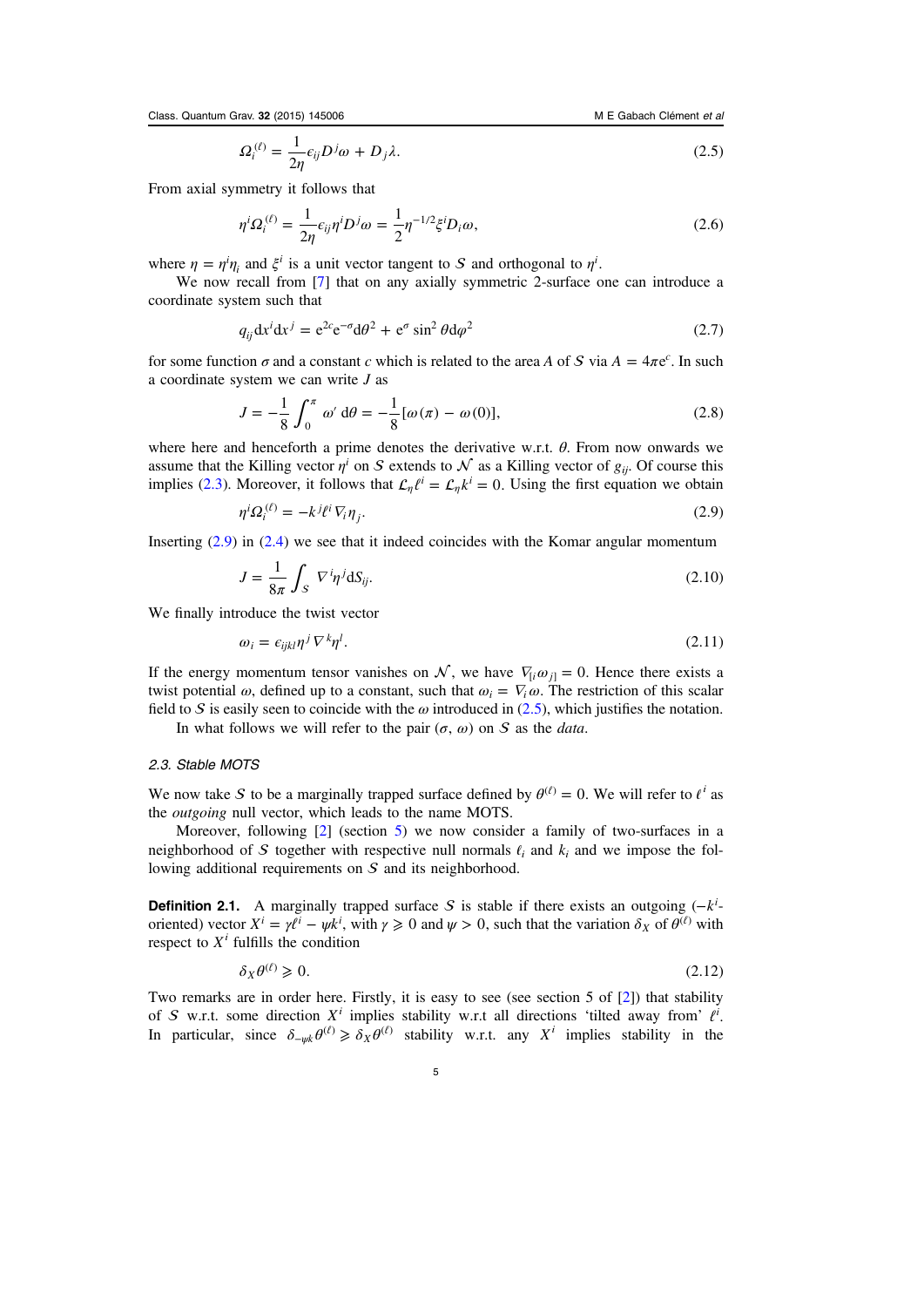$$\Omega_i^{(\ell)} = \frac{1}{2\eta}\epsilon_{ij}D^j\omega + D_j\lambda. \tag{2.5}$$

From axial symmetry it follows that

$$\eta^i\Omega_i^{(\ell)} = \frac{1}{2\eta}\epsilon_{ij}\eta^i D^j\omega = \frac{1}{2}\eta^{-1/2}\xi^i D_i\omega, \tag{2.6}$$

where $\eta = \eta^i\eta_i$ and $\xi^i$ is a unit vector tangent to $\mathcal{S}$ and orthogonal to $\eta^i$.

We now recall from [7] that on any axially symmetric 2-surface one can introduce a coordinate system such that

$$q_{ij}\mathrm{d}x^i\mathrm{d}x^j = \mathrm{e}^{2c}\mathrm{e}^{-\sigma}\mathrm{d}\theta^2 + \mathrm{e}^{\sigma}\sin^2\theta\mathrm{d}\varphi^2 \tag{2.7}$$

for some function $\sigma$ and a constant $c$ which is related to the area $A$ of $\mathcal{S}$ via $A = 4\pi\mathrm{e}^c$. In such a coordinate system we can write $J$ as

$$J = -\frac{1}{8}\int_0^\pi \omega'\,\mathrm{d}\theta = -\frac{1}{8}[\omega(\pi) - \omega(0)], \tag{2.8}$$

where here and henceforth a prime denotes the derivative w.r.t. $\theta$. From now onwards we assume that the Killing vector $\eta^i$ on $\mathcal{S}$ extends to $\mathcal{N}$ as a Killing vector of $g_{ij}$. Of course this implies (2.3). Moreover, it follows that $\mathcal{L}_\eta\ell^i = \mathcal{L}_\eta k^i = 0$. Using the first equation we obtain

$$\eta^i\Omega_i^{(\ell)} = -k^j\ell^i\nabla_i\eta_j. \tag{2.9}$$

Inserting (2.9) in (2.4) we see that it indeed coincides with the Komar angular momentum

$$J = \frac{1}{8\pi}\int_{\mathcal{S}}\nabla^i\eta^j\mathrm{d}S_{ij}. \tag{2.10}$$

We finally introduce the twist vector

$$\omega_i = \epsilon_{ijkl}\eta^j\nabla^k\eta^l. \tag{2.11}$$

If the energy momentum tensor vanishes on $\mathcal{N}$, we have $\nabla_{[i}\omega_{j]} = 0$. Hence there exists a twist potential $\omega$, defined up to a constant, such that $\omega_i = \nabla_i\omega$. The restriction of this scalar field to $\mathcal{S}$ is easily seen to coincide with the $\omega$ introduced in (2.5), which justifies the notation.

In what follows we will refer to the pair $(\sigma, \omega)$ on $\mathcal{S}$ as the *data*.

### 2.3. Stable MOTS

We now take $\mathcal{S}$ to be a marginally trapped surface defined by $\theta^{(\ell)} = 0$. We will refer to $\ell^i$ as the *outgoing* null vector, which leads to the name MOTS.

Moreover, following [2] (section 5) we now consider a family of two-surfaces in a neighborhood of $\mathcal{S}$ together with respective null normals $\ell_i$ and $k_i$ and we impose the following additional requirements on $\mathcal{S}$ and its neighborhood.

**Definition 2.1.** A marginally trapped surface $\mathcal{S}$ is stable if there exists an outgoing ($-k^i$-oriented) vector $X^i = \gamma\ell^i - \psi k^i$, with $\gamma \geqslant 0$ and $\psi > 0$, such that the variation $\delta_X$ of $\theta^{(\ell)}$ with respect to $X^i$ fulfills the condition

$$\delta_X\theta^{(\ell)} \geqslant 0. \tag{2.12}$$

Two remarks are in order here. Firstly, it is easy to see (see section 5 of [2]) that stability of $\mathcal{S}$ w.r.t. some direction $X^i$ implies stability w.r.t all directions 'tilted away from' $\ell^i$. In particular, since $\delta_{-\psi k}\theta^{(\ell)} \geqslant \delta_X\theta^{(\ell)}$ stability w.r.t. any $X^i$ implies stability in the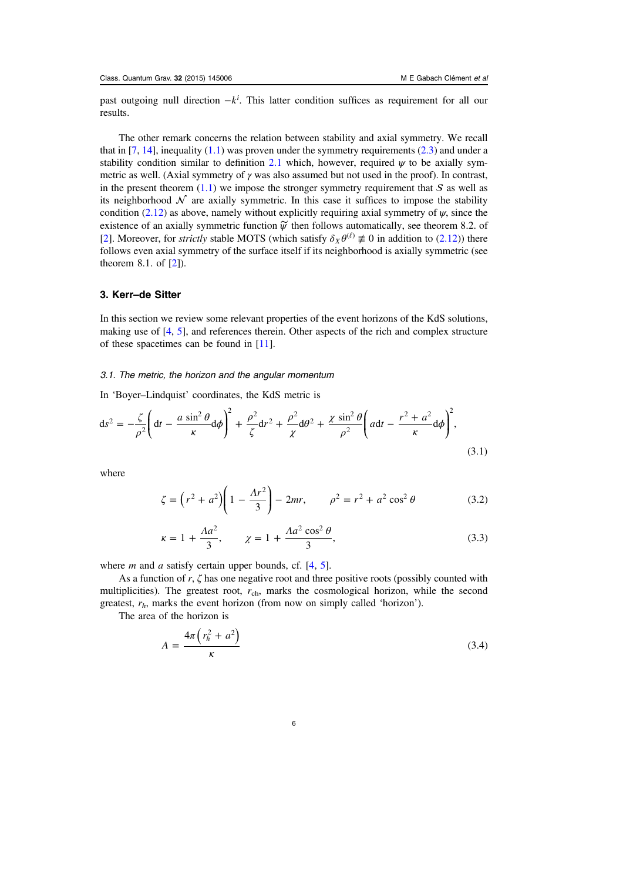past outgoing null direction $-k^i$. This latter condition suffices as requirement for all our results.

The other remark concerns the relation between stability and axial symmetry. We recall that in [7, 14], inequality (1.1) was proven under the symmetry requirements (2.3) and under a stability condition similar to definition 2.1 which, however, required $\psi$ to be axially symmetric as well. (Axial symmetry of $\gamma$ was also assumed but not used in the proof). In contrast, in the present theorem (1.1) we impose the stronger symmetry requirement that $\mathcal{S}$ as well as its neighborhood $\mathcal{N}$ are axially symmetric. In this case it suffices to impose the stability condition (2.12) as above, namely without explicitly requiring axial symmetry of $\psi$, since the existence of an axially symmetric function $\widetilde{\psi}$ then follows automatically, see theorem 8.2. of [2]. Moreover, for *strictly* stable MOTS (which satisfy $\delta_X \theta^{(\ell)} \not\equiv 0$ in addition to (2.12)) there follows even axial symmetry of the surface itself if its neighborhood is axially symmetric (see theorem 8.1. of [2]).

## 3. Kerr–de Sitter

In this section we review some relevant properties of the event horizons of the KdS solutions, making use of [4, 5], and references therein. Other aspects of the rich and complex structure of these spacetimes can be found in [11].

### *3.1. The metric, the horizon and the angular momentum*

In 'Boyer–Lindquist' coordinates, the KdS metric is

$$\mathrm{d}s^2 = -\frac{\zeta}{\rho^2}\left(\mathrm{d}t - \frac{a\sin^2\theta}{\kappa}\mathrm{d}\phi\right)^2 + \frac{\rho^2}{\zeta}\mathrm{d}r^2 + \frac{\rho^2}{\chi}\mathrm{d}\theta^2 + \frac{\chi\sin^2\theta}{\rho^2}\left(a\mathrm{d}t - \frac{r^2+a^2}{\kappa}\mathrm{d}\phi\right)^2, \tag{3.1}$$

where

$$\zeta = \left(r^2 + a^2\right)\left(1 - \frac{\Lambda r^2}{3}\right) - 2mr, \qquad \rho^2 = r^2 + a^2\cos^2\theta \tag{3.2}$$

$$\kappa = 1 + \frac{\Lambda a^2}{3}, \qquad \chi = 1 + \frac{\Lambda a^2\cos^2\theta}{3}, \tag{3.3}$$

where $m$ and $a$ satisfy certain upper bounds, cf. [4, 5].

As a function of $r$, $\zeta$ has one negative root and three positive roots (possibly counted with multiplicities). The greatest root, $r_{\mathrm{ch}}$, marks the cosmological horizon, while the second greatest, $r_h$, marks the event horizon (from now on simply called 'horizon').

The area of the horizon is

$$A = \frac{4\pi\left(r_h^2 + a^2\right)}{\kappa} \tag{3.4}$$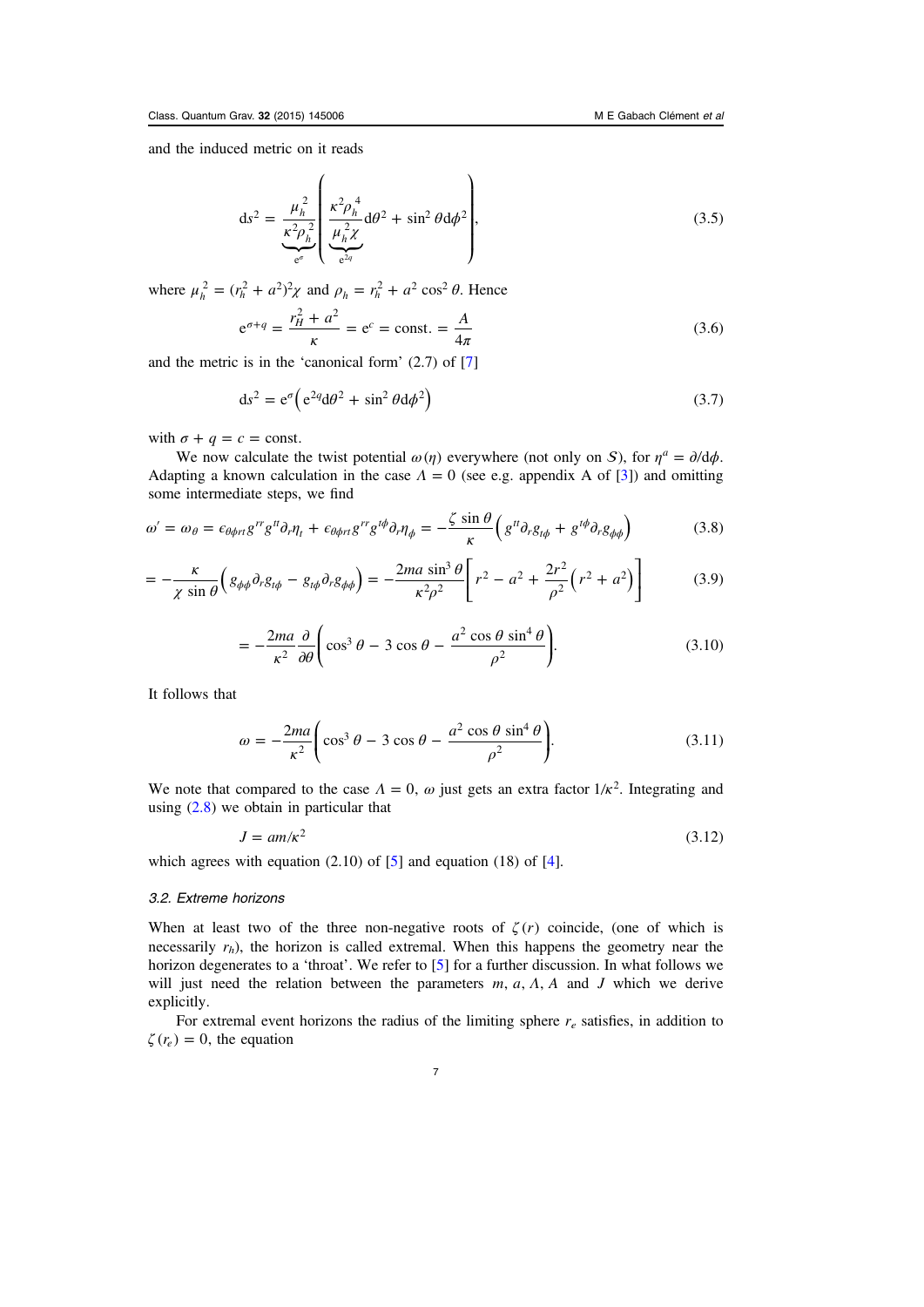and the induced metric on it reads

$$\mathrm{d}s^2 = \underbrace{\frac{\mu_h^2}{\kappa^2 \rho_h^2}}_{\mathrm{e}^\sigma} \left( \underbrace{\frac{\kappa^2 \rho_h^4}{\mu_h^2 \chi}}_{\mathrm{e}^{2q}} \mathrm{d}\theta^2 + \sin^2\theta \mathrm{d}\phi^2 \right), \tag{3.5}$$

where $\mu_h^2 = (r_h^2 + a^2)^2 \chi$ and $\rho_h = r_h^2 + a^2 \cos^2\theta$. Hence

$$\mathrm{e}^{\sigma + q} = \frac{r_H^2 + a^2}{\kappa} = \mathrm{e}^c = \text{const.} = \frac{A}{4\pi} \tag{3.6}$$

and the metric is in the 'canonical form' (2.7) of [7]

$$\mathrm{d}s^2 = \mathrm{e}^\sigma \left( \mathrm{e}^{2q} \mathrm{d}\theta^2 + \sin^2\theta \mathrm{d}\phi^2 \right) \tag{3.7}$$

with $\sigma + q = c = \text{const}$.

We now calculate the twist potential $\omega(\eta)$ everywhere (not only on $\mathcal{S}$), for $\eta^a = \partial/\mathrm{d}\phi$. Adapting a known calculation in the case $\Lambda = 0$ (see e.g. appendix A of [3]) and omitting some intermediate steps, we find

$$\omega' = \omega_\theta = \epsilon_{\theta\phi rt} g^{rr} g^{tt} \partial_r \eta_t + \epsilon_{\theta\phi rt} g^{rr} g^{t\phi} \partial_r \eta_\phi = -\frac{\zeta \sin\theta}{\kappa} \left( g^{tt} \partial_r g_{t\phi} + g^{t\phi} \partial_r g_{\phi\phi} \right) \tag{3.8}$$

$$= -\frac{\kappa}{\chi \sin\theta} \left( g_{\phi\phi} \partial_r g_{t\phi} - g_{t\phi} \partial_r g_{\phi\phi} \right) = -\frac{2ma \sin^3\theta}{\kappa^2 \rho^2} \left[ r^2 - a^2 + \frac{2r^2}{\rho^2} \left( r^2 + a^2 \right) \right] \tag{3.9}$$

$$= -\frac{2ma}{\kappa^2} \frac{\partial}{\partial\theta} \left( \cos^3\theta - 3\cos\theta - \frac{a^2 \cos\theta \sin^4\theta}{\rho^2} \right). \tag{3.10}$$

It follows that

$$\omega = -\frac{2ma}{\kappa^2} \left( \cos^3\theta - 3\cos\theta - \frac{a^2 \cos\theta \sin^4\theta}{\rho^2} \right). \tag{3.11}$$

We note that compared to the case $\Lambda = 0$, $\omega$ just gets an extra factor $1/\kappa^2$. Integrating and using (2.8) we obtain in particular that

$$J = am/\kappa^2 \tag{3.12}$$

which agrees with equation (2.10) of [5] and equation (18) of [4].

### 3.2. Extreme horizons

When at least two of the three non-negative roots of $\zeta(r)$ coincide, (one of which is necessarily $r_h$), the horizon is called extremal. When this happens the geometry near the horizon degenerates to a 'throat'. We refer to [5] for a further discussion. In what follows we will just need the relation between the parameters $m$, $a$, $\Lambda$, $A$ and $J$ which we derive explicitly.

For extremal event horizons the radius of the limiting sphere $r_e$ satisfies, in addition to $\zeta(r_e) = 0$, the equation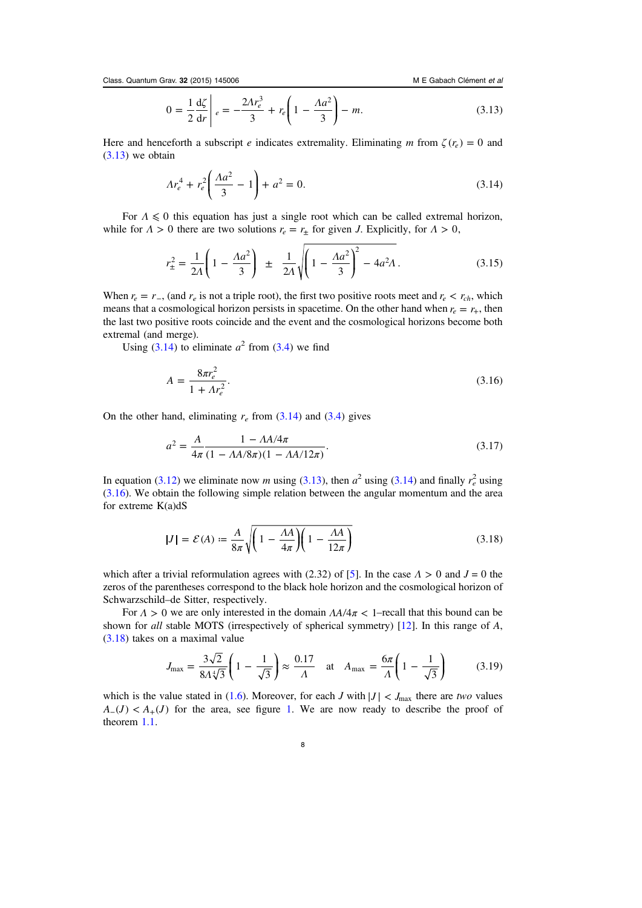$$0 = \frac{1}{2}\frac{d\zeta}{dr}\bigg|_e = -\frac{2\Lambda r_e^3}{3} + r_e\left(1 - \frac{\Lambda a^2}{3}\right) - m. \tag{3.13}$$

Here and henceforth a subscript $e$ indicates extremality. Eliminating $m$ from $\zeta(r_e) = 0$ and (3.13) we obtain

$$\Lambda r_e^4 + r_e^2\left(\frac{\Lambda a^2}{3} - 1\right) + a^2 = 0. \tag{3.14}$$

For $\Lambda \leqslant 0$ this equation has just a single root which can be called extremal horizon, while for $\Lambda > 0$ there are two solutions $r_e = r_\pm$ for given $J$. Explicitly, for $\Lambda > 0$,

$$r_\pm^2 = \frac{1}{2\Lambda}\left(1 - \frac{\Lambda a^2}{3}\right) \pm \frac{1}{2\Lambda}\sqrt{\left(1 - \frac{\Lambda a^2}{3}\right)^2 - 4a^2\Lambda}\,. \tag{3.15}$$

When $r_e = r_-$, (and $r_e$ is not a triple root), the first two positive roots meet and $r_e < r_{ch}$, which means that a cosmological horizon persists in spacetime. On the other hand when $r_e = r_+$, then the last two positive roots coincide and the event and the cosmological horizons become both extremal (and merge).

Using (3.14) to eliminate $a^2$ from (3.4) we find

$$A = \frac{8\pi r_e^2}{1 + \Lambda r_e^2}. \tag{3.16}$$

On the other hand, eliminating $r_e$ from (3.14) and (3.4) gives

$$a^2 = \frac{A}{4\pi}\frac{1 - \Lambda A/4\pi}{(1 - \Lambda A/8\pi)(1 - \Lambda A/12\pi)}. \tag{3.17}$$

In equation (3.12) we eliminate now $m$ using (3.13), then $a^2$ using (3.14) and finally $r_e^2$ using (3.16). We obtain the following simple relation between the angular momentum and the area for extreme K(a)dS

$$|J| = \mathcal{E}(A) := \frac{A}{8\pi}\sqrt{\left(1 - \frac{\Lambda A}{4\pi}\right)\left(1 - \frac{\Lambda A}{12\pi}\right)} \tag{3.18}$$

which after a trivial reformulation agrees with (2.32) of [5]. In the case $\Lambda > 0$ and $J = 0$ the zeros of the parentheses correspond to the black hole horizon and the cosmological horizon of Schwarzschild–de Sitter, respectively.

For $\Lambda > 0$ we are only interested in the domain $\Lambda A/4\pi < 1$–recall that this bound can be shown for *all* stable MOTS (irrespectively of spherical symmetry) [12]. In this range of $A$, (3.18) takes on a maximal value

$$J_{\max} = \frac{3\sqrt{2}}{8\Lambda\sqrt[4]{3}}\left(1 - \frac{1}{\sqrt{3}}\right) \approx \frac{0.17}{\Lambda} \quad \text{at} \quad A_{\max} = \frac{6\pi}{\Lambda}\left(1 - \frac{1}{\sqrt{3}}\right) \tag{3.19}$$

which is the value stated in (1.6). Moreover, for each $J$ with $|J| < J_{\max}$ there are *two* values $A_-(J) < A_+(J)$ for the area, see figure 1. We are now ready to describe the proof of theorem 1.1.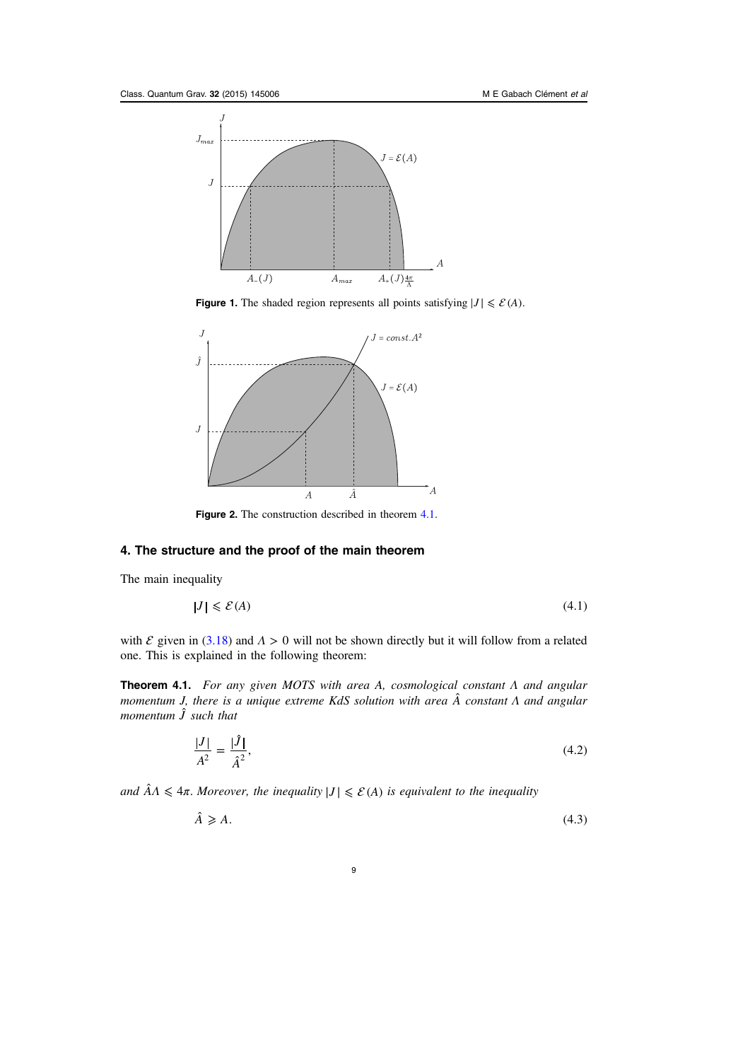**Figure 1.** The shaded region represents all points satisfying $|J| \leqslant \mathcal{E}(A)$.

**Figure 2.** The construction described in theorem 4.1.

## 4. The structure and the proof of the main theorem

The main inequality

$$|J| \leqslant \mathcal{E}(A) \tag{4.1}$$

with $\mathcal{E}$ given in (3.18) and $\Lambda > 0$ will not be shown directly but it will follow from a related one. This is explained in the following theorem:

**Theorem 4.1.** *For any given MOTS with area $A$, cosmological constant $\Lambda$ and angular momentum $J$, there is a unique extreme KdS solution with area $\hat{A}$ constant $\Lambda$ and angular momentum $\hat{J}$ such that*

$$\frac{|J|}{A^2} = \frac{|\hat{J}|}{\hat{A}^2}, \tag{4.2}$$

*and $\hat{A}\Lambda \leqslant 4\pi$. Moreover, the inequality $|J| \leqslant \mathcal{E}(A)$ is equivalent to the inequality*

$$\hat{A} \geqslant A. \tag{4.3}$$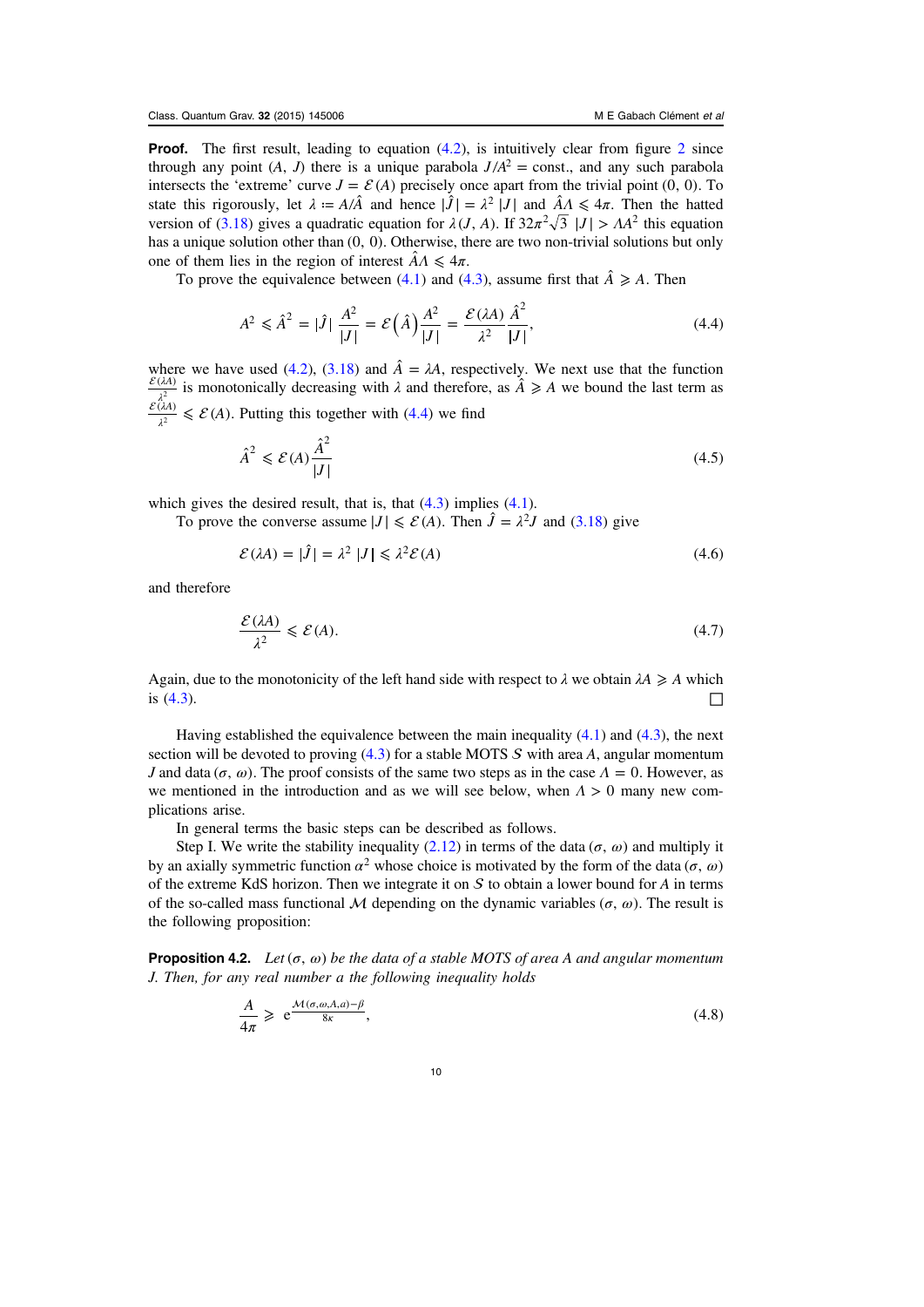**Proof.** The first result, leading to equation (4.2), is intuitively clear from figure 2 since through any point $(A, J)$ there is a unique parabola $J/A^2 = \text{const.}$, and any such parabola intersects the 'extreme' curve $J = \mathcal{E}(A)$ precisely once apart from the trivial point $(0, 0)$. To state this rigorously, let $\lambda := A/\hat{A}$ and hence $|\hat{J}| = \lambda^2 |J|$ and $\hat{A}\Lambda \leqslant 4\pi$. Then the hatted version of (3.18) gives a quadratic equation for $\lambda(J, A)$. If $32\pi^2\sqrt{3}\,|J| > \Lambda A^2$ this equation has a unique solution other than $(0, 0)$. Otherwise, there are two non-trivial solutions but only one of them lies in the region of interest $\hat{A}\Lambda \leqslant 4\pi$.

To prove the equivalence between (4.1) and (4.3), assume first that $\hat{A} \geqslant A$. Then

$$A^2 \leqslant \hat{A}^2 = |\hat{J}|\,\frac{A^2}{|J|} = \mathcal{E}\left(\hat{A}\right)\frac{A^2}{|J|} = \frac{\mathcal{E}(\lambda A)}{\lambda^2}\frac{\hat{A}^2}{|J|}, \tag{4.4}$$

where we have used (4.2), (3.18) and $\hat{A} = \lambda A$, respectively. We next use that the function $\frac{\mathcal{E}(\lambda A)}{\lambda^2}$ is monotonically decreasing with $\lambda$ and therefore, as $\hat{A} \geqslant A$ we bound the last term as $\frac{\mathcal{E}(\lambda A)}{\lambda^2} \leqslant \mathcal{E}(A)$. Putting this together with (4.4) we find

$$\hat{A}^2 \leqslant \mathcal{E}(A)\frac{\hat{A}^2}{|J|} \tag{4.5}$$

which gives the desired result, that is, that (4.3) implies (4.1).

To prove the converse assume $|J| \leqslant \mathcal{E}(A)$. Then $\hat{J} = \lambda^2 J$ and (3.18) give

$$\mathcal{E}(\lambda A) = |\hat{J}| = \lambda^2\,|J| \leqslant \lambda^2\mathcal{E}(A) \tag{4.6}$$

and therefore

$$\frac{\mathcal{E}(\lambda A)}{\lambda^2} \leqslant \mathcal{E}(A). \tag{4.7}$$

Again, due to the monotonicity of the left hand side with respect to $\lambda$ we obtain $\lambda A \geqslant A$ which is (4.3). $\square$

Having established the equivalence between the main inequality (4.1) and (4.3), the next section will be devoted to proving (4.3) for a stable MOTS $\mathcal{S}$ with area $A$, angular momentum $J$ and data $(\sigma, \omega)$. The proof consists of the same two steps as in the case $\Lambda = 0$. However, as we mentioned in the introduction and as we will see below, when $\Lambda > 0$ many new complications arise.

In general terms the basic steps can be described as follows.

Step I. We write the stability inequality (2.12) in terms of the data $(\sigma, \omega)$ and multiply it by an axially symmetric function $\alpha^2$ whose choice is motivated by the form of the data $(\sigma, \omega)$ of the extreme KdS horizon. Then we integrate it on $\mathcal{S}$ to obtain a lower bound for $A$ in terms of the so-called mass functional $\mathcal{M}$ depending on the dynamic variables $(\sigma, \omega)$. The result is the following proposition:

**Proposition 4.2.** *Let $(\sigma, \omega)$ be the data of a stable MOTS of area $A$ and angular momentum $J$. Then, for any real number $a$ the following inequality holds*

$$\frac{A}{4\pi} \geqslant e^{\frac{\mathcal{M}(\sigma,\omega,A,a)-\beta}{8\kappa}}, \tag{4.8}$$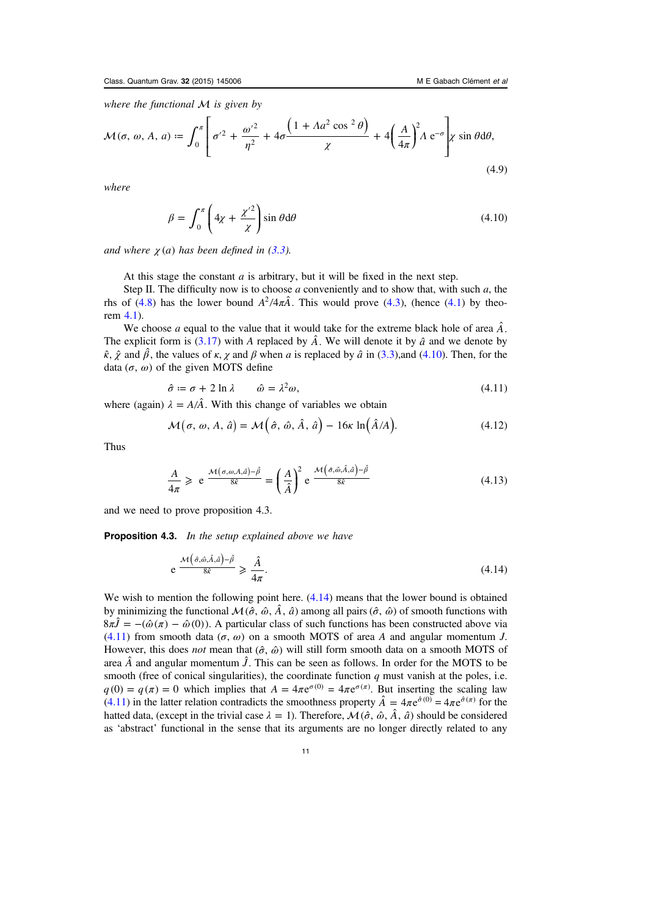*where the functional $\mathcal{M}$ is given by*

$$\mathcal{M}(\sigma, \omega, A, a) := \int_0^\pi \left[ \sigma'^2 + \frac{\omega'^2}{\eta^2} + 4\sigma \frac{\left(1 + \Lambda a^2 \cos^2\theta\right)}{\chi} + 4\left(\frac{A}{4\pi}\right)^2 \Lambda\, \mathrm{e}^{-\sigma} \right] \chi \sin\theta \mathrm{d}\theta, \tag{4.9}$$

*where*

$$\beta = \int_0^\pi \left( 4\chi + \frac{\chi'^2}{\chi} \right) \sin\theta \mathrm{d}\theta \tag{4.10}$$

*and where $\chi(a)$ has been defined in (3.3).*

At this stage the constant $a$ is arbitrary, but it will be fixed in the next step.

Step II. The difficulty now is to choose $a$ conveniently and to show that, with such $a$, the rhs of (4.8) has the lower bound $A^2/4\pi\hat{A}$. This would prove (4.3), (hence (4.1) by theorem 4.1).

We choose $a$ equal to the value that it would take for the extreme black hole of area $\hat{A}$. The explicit form is (3.17) with $A$ replaced by $\hat{A}$. We will denote it by $\hat{a}$ and we denote by $\hat{\kappa}$, $\hat{\chi}$ and $\hat{\beta}$, the values of $\kappa$, $\chi$ and $\beta$ when $a$ is replaced by $\hat{a}$ in (3.3),and (4.10). Then, for the data $(\sigma, \omega)$ of the given MOTS define

$$\hat{\sigma} := \sigma + 2\ln\lambda \qquad \hat{\omega} = \lambda^2\omega, \tag{4.11}$$

where (again) $\lambda = A/\hat{A}$. With this change of variables we obtain

$$\mathcal{M}(\sigma, \omega, A, \hat{a}) = \mathcal{M}\left(\hat{\sigma}, \hat{\omega}, \hat{A}, \hat{a}\right) - 16\kappa \ln\left(\hat{A}/A\right). \tag{4.12}$$

Thus

$$\frac{A}{4\pi} \geqslant \mathrm{e}^{\frac{\mathcal{M}(\sigma,\omega,A,\hat{a}) - \hat{\beta}}{8\hat{\kappa}}} = \left(\frac{A}{\hat{A}}\right)^2 \mathrm{e}^{\frac{\mathcal{M}\left(\hat{\sigma},\hat{\omega},\hat{A},\hat{a}\right) - \hat{\beta}}{8\hat{\kappa}}} \tag{4.13}$$

and we need to prove proposition 4.3.

**Proposition 4.3.** *In the setup explained above we have*

$$\mathrm{e}^{\frac{\mathcal{M}\left(\hat{\sigma},\hat{\omega},\hat{A},\hat{a}\right) - \hat{\beta}}{8\hat{\kappa}}} \geqslant \frac{\hat{A}}{4\pi}. \tag{4.14}$$

We wish to mention the following point here. (4.14) means that the lower bound is obtained by minimizing the functional $\mathcal{M}(\hat{\sigma}, \hat{\omega}, \hat{A}, \hat{a})$ among all pairs $(\hat{\sigma}, \hat{\omega})$ of smooth functions with $8\pi\hat{J} = -(\hat{\omega}(\pi) - \hat{\omega}(0))$. A particular class of such functions has been constructed above via (4.11) from smooth data $(\sigma, \omega)$ on a smooth MOTS of area $A$ and angular momentum $J$. However, this does *not* mean that $(\hat{\sigma}, \hat{\omega})$ will still form smooth data on a smooth MOTS of area $\hat{A}$ and angular momentum $\hat{J}$. This can be seen as follows. In order for the MOTS to be smooth (free of conical singularities), the coordinate function $q$ must vanish at the poles, i.e. $q(0) = q(\pi) = 0$ which implies that $A = 4\pi \mathrm{e}^{\sigma(0)} = 4\pi \mathrm{e}^{\sigma(\pi)}$. But inserting the scaling law (4.11) in the latter relation contradicts the smoothness property $\hat{A} = 4\pi\mathrm{e}^{\hat{\sigma}(0)} = 4\pi\mathrm{e}^{\hat{\sigma}(\pi)}$ for the hatted data, (except in the trivial case $\lambda = 1$). Therefore, $\mathcal{M}(\hat{\sigma}, \hat{\omega}, \hat{A}, \hat{a})$ should be considered as 'abstract' functional in the sense that its arguments are no longer directly related to any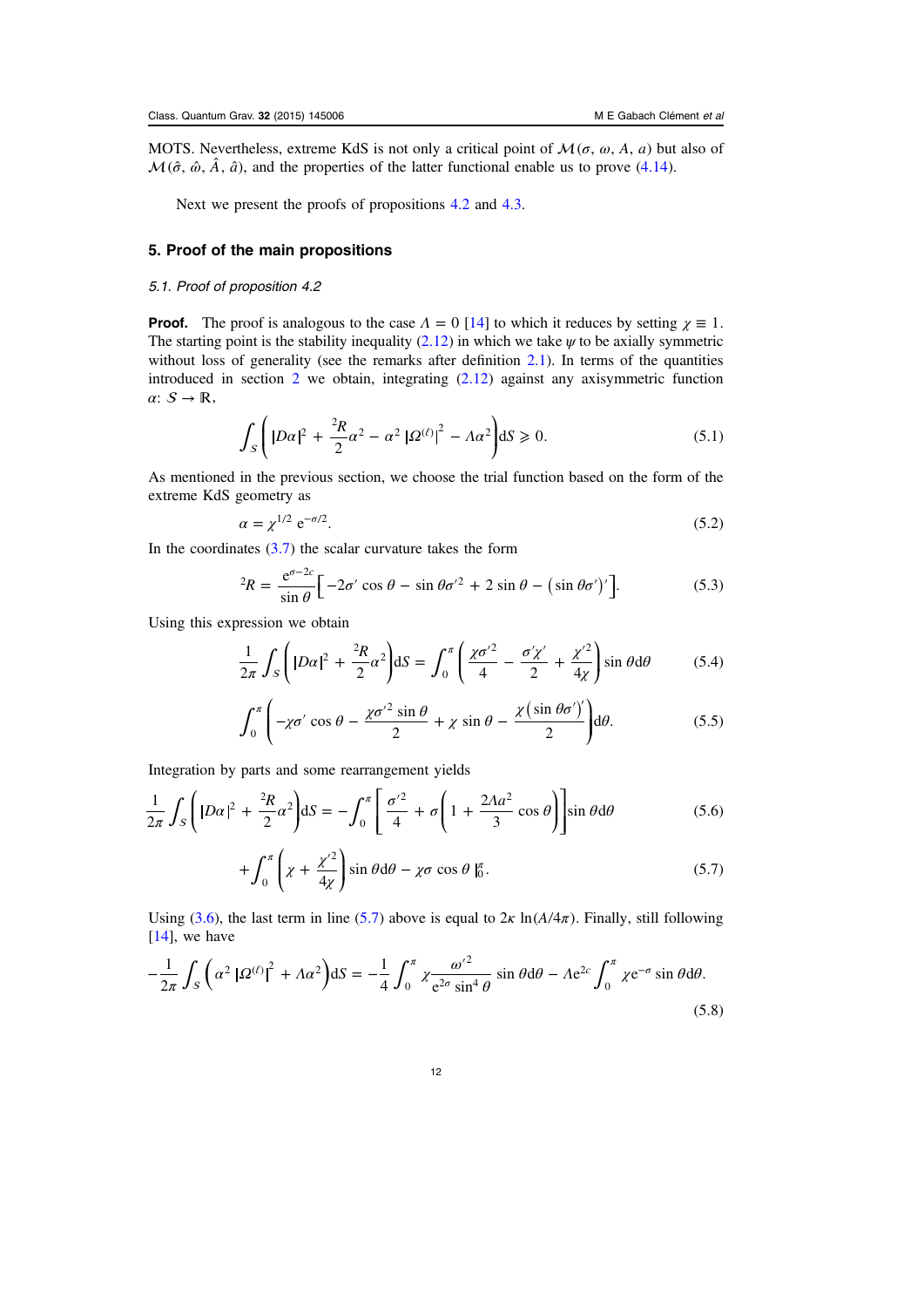MOTS. Nevertheless, extreme KdS is not only a critical point of $\mathcal{M}(\sigma, \omega, A, a)$ but also of $\mathcal{M}(\hat{\sigma}, \hat{\omega}, \hat{A}, \hat{a})$, and the properties of the latter functional enable us to prove (4.14).

Next we present the proofs of propositions 4.2 and 4.3.

## 5. Proof of the main propositions

### 5.1. Proof of proposition 4.2

**Proof.** The proof is analogous to the case $\Lambda = 0$ [14] to which it reduces by setting $\chi \equiv 1$. The starting point is the stability inequality (2.12) in which we take $\psi$ to be axially symmetric without loss of generality (see the remarks after definition 2.1). In terms of the quantities introduced in section 2 we obtain, integrating (2.12) against any axisymmetric function $\alpha$: $\mathcal{S} \to \mathbb{R}$,

$$\int_S \left( |D\alpha|^2 + \frac{{}^2R}{2}\alpha^2 - \alpha^2 \left|\Omega^{(\ell)}\right|^2 - \Lambda\alpha^2 \right) \mathrm{d}S \geqslant 0. \tag{5.1}$$

As mentioned in the previous section, we choose the trial function based on the form of the extreme KdS geometry as

$$\alpha = \chi^{1/2}\, \mathrm{e}^{-\sigma/2}. \tag{5.2}$$

In the coordinates (3.7) the scalar curvature takes the form

$${}^2R = \frac{\mathrm{e}^{\sigma-2c}}{\sin\theta}\left[ -2\sigma' \cos\theta - \sin\theta\sigma'^2 + 2\sin\theta - \left(\sin\theta\sigma'\right)' \right]. \tag{5.3}$$

Using this expression we obtain

$$\frac{1}{2\pi}\int_S \left( |D\alpha|^2 + \frac{{}^2R}{2}\alpha^2 \right) \mathrm{d}S = \int_0^\pi \left( \frac{\chi\sigma'^2}{4} - \frac{\sigma'\chi'}{2} + \frac{\chi'^2}{4\chi} \right) \sin\theta \mathrm{d}\theta \tag{5.4}$$

$$\int_0^\pi \left( -\chi\sigma' \cos\theta - \frac{\chi\sigma'^2 \sin\theta}{2} + \chi\sin\theta - \frac{\chi\left(\sin\theta\sigma'\right)'}{2} \right) \mathrm{d}\theta. \tag{5.5}$$

Integration by parts and some rearrangement yields

$$\frac{1}{2\pi}\int_S \left( |D\alpha|^2 + \frac{{}^2R}{2}\alpha^2 \right) \mathrm{d}S = -\int_0^\pi \left[ \frac{\sigma'^2}{4} + \sigma\left( 1 + \frac{2\Lambda a^2}{3}\cos\theta \right) \right] \sin\theta \mathrm{d}\theta \tag{5.6}$$

$$+ \int_0^\pi \left( \chi + \frac{\chi'^2}{4\chi} \right) \sin\theta \mathrm{d}\theta - \chi\sigma\cos\theta \,\Big|_0^\pi. \tag{5.7}$$

Using (3.6), the last term in line (5.7) above is equal to $2\kappa \ln(A/4\pi)$. Finally, still following [14], we have

$$-\frac{1}{2\pi}\int_S \left( \alpha^2 \left|\Omega^{(\ell)}\right|^2 + \Lambda\alpha^2 \right) \mathrm{d}S = -\frac{1}{4}\int_0^\pi \chi \frac{\omega'^2}{\mathrm{e}^{2\sigma}\sin^4\theta} \sin\theta \mathrm{d}\theta - \Lambda \mathrm{e}^{2c}\int_0^\pi \chi \mathrm{e}^{-\sigma} \sin\theta \mathrm{d}\theta. \tag{5.8}$$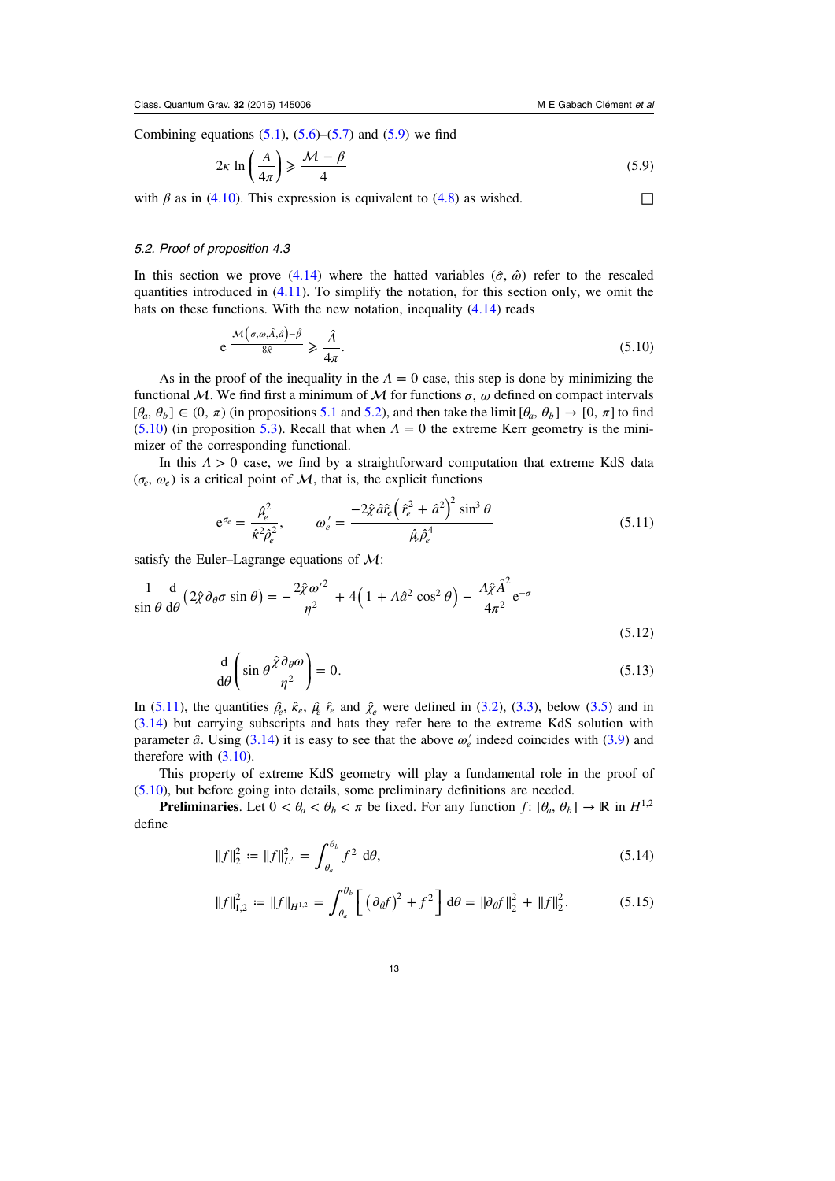Combining equations (5.1), (5.6)–(5.7) and (5.9) we find

$$2\kappa \ln\left(\frac{A}{4\pi}\right) \geqslant \frac{\mathcal{M} - \beta}{4} \tag{5.9}$$

with $\beta$ as in (4.10). This expression is equivalent to (4.8) as wished. □

### 5.2. Proof of proposition 4.3

In this section we prove (4.14) where the hatted variables $(\hat{\sigma}, \hat{\omega})$ refer to the rescaled quantities introduced in (4.11). To simplify the notation, for this section only, we omit the hats on these functions. With the new notation, inequality (4.14) reads

$$\mathrm{e}^{\frac{\mathcal{M}\left(\sigma,\omega,\hat{A},\hat{a}\right)-\hat{\beta}}{8\hat{\kappa}}} \geqslant \frac{\hat{A}}{4\pi}. \tag{5.10}$$

As in the proof of the inequality in the $\Lambda = 0$ case, this step is done by minimizing the functional $\mathcal{M}$. We find first a minimum of $\mathcal{M}$ for functions $\sigma$, $\omega$ defined on compact intervals $[\theta_a, \theta_b] \in (0, \pi)$ (in propositions 5.1 and 5.2), and then take the limit $[\theta_a, \theta_b] \to [0, \pi]$ to find (5.10) (in proposition 5.3). Recall that when $\Lambda = 0$ the extreme Kerr geometry is the minimizer of the corresponding functional.

In this $\Lambda > 0$ case, we find by a straightforward computation that extreme KdS data $(\sigma_e, \omega_e)$ is a critical point of $\mathcal{M}$, that is, the explicit functions

$$\mathrm{e}^{\sigma_e} = \frac{\hat{\mu}_e^2}{\hat{\kappa}^2 \hat{\rho}_e^2}, \qquad \omega_e' = \frac{-2\hat{\chi}\hat{a}\hat{r}_e\left(\hat{r}_e^2 + \hat{a}^2\right)^2 \sin^3\theta}{\hat{\mu}_e \hat{\rho}_e^4} \tag{5.11}$$

satisfy the Euler–Lagrange equations of $\mathcal{M}$:

$$\frac{1}{\sin\theta}\frac{\mathrm{d}}{\mathrm{d}\theta}\left(2\hat{\chi}\,\partial_\theta\sigma \sin\theta\right) = -\frac{2\hat{\chi}\,\omega'^2}{\eta^2} + 4\left(1 + \Lambda\hat{a}^2\cos^2\theta\right) - \frac{\Lambda\hat{\chi}\hat{A}^2}{4\pi^2}\mathrm{e}^{-\sigma} \tag{5.12}$$

$$\frac{\mathrm{d}}{\mathrm{d}\theta}\left(\sin\theta\frac{\hat{\chi}\,\partial_\theta\omega}{\eta^2}\right) = 0. \tag{5.13}$$

In (5.11), the quantities $\hat{\rho}_e$, $\hat{\kappa}_e$, $\hat{\mu}_e$ $\hat{r}_e$ and $\hat{\chi}_e$ were defined in (3.2), (3.3), below (3.5) and in (3.14) but carrying subscripts and hats they refer here to the extreme KdS solution with parameter $\hat{a}$. Using (3.14) it is easy to see that the above $\omega_e'$ indeed coincides with (3.9) and therefore with (3.10).

This property of extreme KdS geometry will play a fundamental role in the proof of (5.10), but before going into details, some preliminary definitions are needed.

**Preliminaries**. Let $0 < \theta_a < \theta_b < \pi$ be fixed. For any function $f: [\theta_a, \theta_b] \to \mathbb{R}$ in $H^{1,2}$ define

$$\|f\|_2^2 := \|f\|_{L^2}^2 = \int_{\theta_a}^{\theta_b} f^2 \,\mathrm{d}\theta, \tag{5.14}$$

$$\|f\|_{1,2}^2 := \|f\|_{H^{1,2}} = \int_{\theta_a}^{\theta_b}\left[\left(\partial_\theta f\right)^2 + f^2\right]\mathrm{d}\theta = \|\partial_\theta f\|_2^2 + \|f\|_2^2. \tag{5.15}$$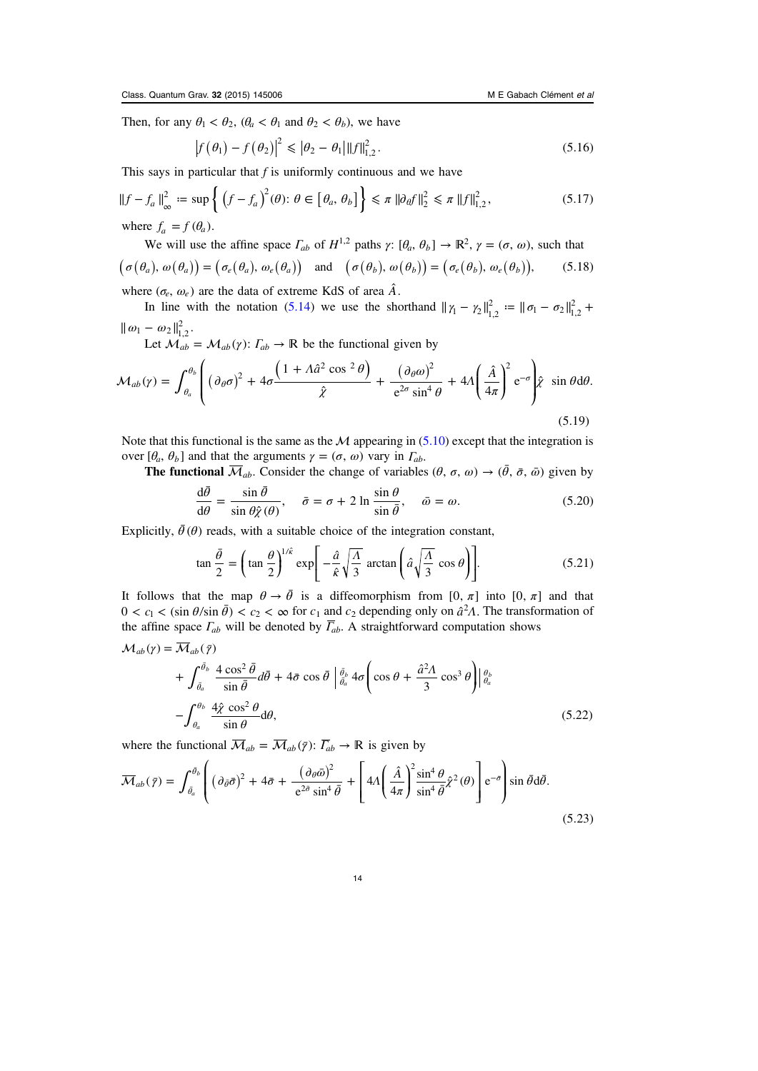Then, for any $\theta_1 < \theta_2$, ($\theta_a < \theta_1$ and $\theta_2 < \theta_b$), we have

$$\left|f\left(\theta_1\right) - f\left(\theta_2\right)\right|^2 \leqslant \left|\theta_2 - \theta_1\right| \|f\|_{1,2}^2. \tag{5.16}$$

This says in particular that $f$ is uniformly continuous and we have

$$\|f - f_a\|_\infty^2 := \sup\left\{\left(f - f_a\right)^2(\theta): \theta \in \left[\theta_a, \theta_b\right]\right\} \leqslant \pi\, \|\partial_\theta f\|_2^2 \leqslant \pi\, \|f\|_{1,2}^2, \tag{5.17}$$

where $f_a = f(\theta_a)$.

We will use the affine space $\Gamma_{ab}$ of $H^{1,2}$ paths $\gamma$: $[\theta_a, \theta_b] \to \mathbb{R}^2$, $\gamma = (\sigma, \omega)$, such that

$$\left(\sigma\left(\theta_a\right), \omega\left(\theta_a\right)\right) = \left(\sigma_e\left(\theta_a\right), \omega_e\left(\theta_a\right)\right) \quad \text{and} \quad \left(\sigma\left(\theta_b\right), \omega\left(\theta_b\right)\right) = \left(\sigma_e\left(\theta_b\right), \omega_e\left(\theta_b\right)\right), \tag{5.18}$$

where $(\sigma_e, \omega_e)$ are the data of extreme KdS of area $\hat{A}$.

In line with the notation (5.14) we use the shorthand $\|\gamma_1 - \gamma_2\|_{1,2}^2 := \|\sigma_1 - \sigma_2\|_{1,2}^2 + \|\omega_1 - \omega_2\|_{1,2}^2$.

Let $\mathcal{M}_{ab} = \mathcal{M}_{ab}(\gamma)$: $\Gamma_{ab} \to \mathbb{R}$ be the functional given by

$$\mathcal{M}_{ab}(\gamma) = \int_{\theta_a}^{\theta_b} \left(\left(\partial_\theta \sigma\right)^2 + 4\sigma \frac{\left(1 + \Lambda \hat{a}^2 \cos^2\theta\right)}{\hat{\chi}} + \frac{\left(\partial_\theta \omega\right)^2}{e^{2\sigma}\sin^4\theta} + 4\Lambda\left(\frac{\hat{A}}{4\pi}\right)^2 e^{-\sigma}\right)\hat{\chi}\, \sin\theta \mathrm{d}\theta. \tag{5.19}$$

Note that this functional is the same as the $\mathcal{M}$ appearing in (5.10) except that the integration is over $[\theta_a, \theta_b]$ and that the arguments $\gamma = (\sigma, \omega)$ vary in $\Gamma_{ab}$.

**The functional $\overline{\mathcal{M}}_{ab}$.** Consider the change of variables $(\theta, \sigma, \omega) \to (\bar{\theta}, \bar{\sigma}, \bar{\omega})$ given by

$$\frac{\mathrm{d}\bar{\theta}}{\mathrm{d}\theta} = \frac{\sin\bar{\theta}}{\sin\theta\hat{\chi}(\theta)}, \quad \bar{\sigma} = \sigma + 2\ln\frac{\sin\theta}{\sin\bar{\theta}}, \quad \bar{\omega} = \omega. \tag{5.20}$$

Explicitly, $\bar{\theta}(\theta)$ reads, with a suitable choice of the integration constant,

$$\tan\frac{\bar{\theta}}{2} = \left(\tan\frac{\theta}{2}\right)^{1/\hat{\kappa}} \exp\left[-\frac{\hat{a}}{\hat{\kappa}}\sqrt{\frac{\Lambda}{3}}\, \arctan\left(\hat{a}\sqrt{\frac{\Lambda}{3}}\, \cos\theta\right)\right]. \tag{5.21}$$

It follows that the map $\theta \to \bar{\theta}$ is a diffeomorphism from $[0, \pi]$ into $[0, \pi]$ and that $0 < c_1 < (\sin\theta/\sin\bar{\theta}) < c_2 < \infty$ for $c_1$ and $c_2$ depending only on $\hat{a}^2\Lambda$. The transformation of the affine space $\Gamma_{ab}$ will be denoted by $\overline{\Gamma}_{ab}$. A straightforward computation shows

$$\begin{aligned}
\mathcal{M}_{ab}(\gamma) &= \overline{\mathcal{M}}_{ab}(\bar{\gamma}) \\
&\quad + \int_{\bar{\theta}_a}^{\bar{\theta}_b} \frac{4\cos^2\bar{\theta}}{\sin\bar{\theta}} d\bar{\theta} + 4\bar{\sigma}\cos\bar{\theta}\, \Big|_{\bar{\theta}_a}^{\bar{\theta}_b} 4\sigma\left(\cos\theta + \frac{\hat{a}^2\Lambda}{3}\cos^3\theta\right)\Big|_{\theta_a}^{\theta_b} \\
&\quad - \int_{\theta_a}^{\theta_b} \frac{4\hat{\chi}\cos^2\theta}{\sin\theta}\mathrm{d}\theta,
\end{aligned} \tag{5.22}$$

where the functional $\overline{\mathcal{M}}_{ab} = \overline{\mathcal{M}}_{ab}(\bar{\gamma})$: $\overline{\Gamma}_{ab} \to \mathbb{R}$ is given by

$$\overline{\mathcal{M}}_{ab}(\bar{\gamma}) = \int_{\bar{\theta}_a}^{\bar{\theta}_b} \left(\left(\partial_{\bar{\theta}}\bar{\sigma}\right)^2 + 4\bar{\sigma} + \frac{\left(\partial_\theta \bar{\omega}\right)^2}{e^{2\bar{\sigma}}\sin^4\bar{\theta}} + \left[4\Lambda\left(\frac{\hat{A}}{4\pi}\right)^2 \frac{\sin^4\theta}{\sin^4\bar{\theta}}\hat{\chi}^2(\theta)\right] e^{-\bar{\sigma}}\right)\sin\bar{\theta}\mathrm{d}\bar{\theta}. \tag{5.23}$$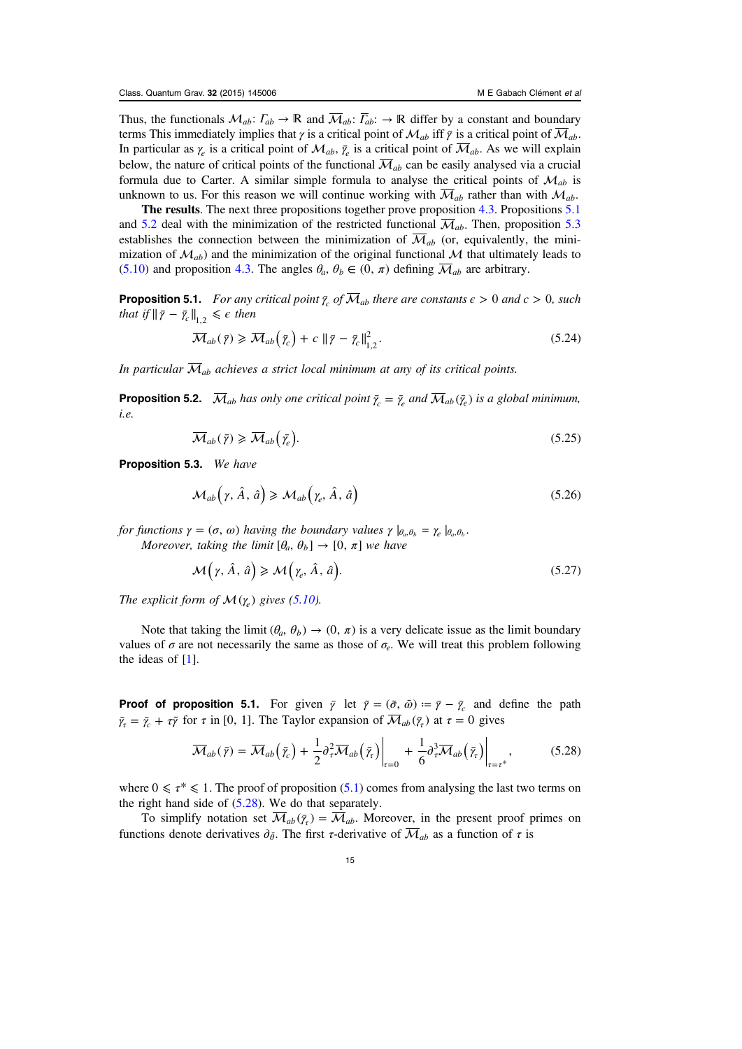Thus, the functionals $\mathcal{M}_{ab}$: $\Gamma_{ab} \to \mathbb{R}$ and $\overline{\mathcal{M}}_{ab}$: $\overline{\Gamma}_{ab}$: $\to \mathbb{R}$ differ by a constant and boundary terms This immediately implies that $\gamma$ is a critical point of $\mathcal{M}_{ab}$ iff $\bar{\gamma}$ is a critical point of $\overline{\mathcal{M}}_{ab}$. In particular as $\gamma_e$ is a critical point of $\mathcal{M}_{ab}$, $\bar{\gamma}_e$ is a critical point of $\overline{\mathcal{M}}_{ab}$. As we will explain below, the nature of critical points of the functional $\overline{\mathcal{M}}_{ab}$ can be easily analysed via a crucial formula due to Carter. A similar simple formula to analyse the critical points of $\mathcal{M}_{ab}$ is unknown to us. For this reason we will continue working with $\overline{\mathcal{M}}_{ab}$ rather than with $\mathcal{M}_{ab}$.

**The results**. The next three propositions together prove proposition 4.3. Propositions 5.1 and 5.2 deal with the minimization of the restricted functional $\overline{\mathcal{M}}_{ab}$. Then, proposition 5.3 establishes the connection between the minimization of $\overline{\mathcal{M}}_{ab}$ (or, equivalently, the minimization of $\mathcal{M}_{ab}$) and the minimization of the original functional $\mathcal{M}$ that ultimately leads to (5.10) and proposition 4.3. The angles $\theta_a$, $\theta_b \in (0, \pi)$ defining $\overline{\mathcal{M}}_{ab}$ are arbitrary.

**Proposition 5.1.** *For any critical point $\bar{\gamma}_c$ of $\overline{\mathcal{M}}_{ab}$ there are constants $\epsilon > 0$ and $c > 0$, such that if $\|\bar{\gamma} - \bar{\gamma}_c\|_{1,2} \leqslant \epsilon$ then*

$$\overline{\mathcal{M}}_{ab}(\bar{\gamma}) \geqslant \overline{\mathcal{M}}_{ab}(\bar{\gamma}_c) + c\, \|\bar{\gamma} - \bar{\gamma}_c\|_{1,2}^2. \tag{5.24}$$

*In particular $\overline{\mathcal{M}}_{ab}$ achieves a strict local minimum at any of its critical points.*

**Proposition 5.2.** *$\overline{\mathcal{M}}_{ab}$ has only one critical point $\bar{\gamma}_c = \bar{\gamma}_e$ and $\overline{\mathcal{M}}_{ab}(\bar{\gamma}_e)$ is a global minimum, i.e.*

$$\overline{\mathcal{M}}_{ab}(\bar{\gamma}) \geqslant \overline{\mathcal{M}}_{ab}(\bar{\gamma}_e). \tag{5.25}$$

**Proposition 5.3.** *We have*

$$\mathcal{M}_{ab}\left(\gamma, \hat{A}, \hat{a}\right) \geqslant \mathcal{M}_{ab}\left(\gamma_e, \hat{A}, \hat{a}\right) \tag{5.26}$$

*for functions $\gamma = (\sigma, \omega)$ having the boundary values $\gamma|_{\theta_a,\theta_b} = \gamma_e|_{\theta_a,\theta_b}$.*

*Moreover, taking the limit $[\theta_a, \theta_b] \to [0, \pi]$ we have*

$$\mathcal{M}\left(\gamma, \hat{A}, \hat{a}\right) \geqslant \mathcal{M}\left(\gamma_e, \hat{A}, \hat{a}\right). \tag{5.27}$$

*The explicit form of $\mathcal{M}(\gamma_e)$ gives (5.10).*

Note that taking the limit $(\theta_a, \theta_b) \to (0, \pi)$ is a very delicate issue as the limit boundary values of $\sigma$ are not necessarily the same as those of $\sigma_e$. We will treat this problem following the ideas of [1].

**Proof of proposition 5.1.** For given $\bar{\gamma}$ let $\tilde{\gamma} = (\tilde{\sigma}, \tilde{\omega}) := \bar{\gamma} - \bar{\gamma}_c$ and define the path $\bar{\gamma}_\tau = \bar{\gamma}_c + \tau\tilde{\gamma}$ for $\tau$ in [0, 1]. The Taylor expansion of $\overline{\mathcal{M}}_{ab}(\bar{\gamma}_\tau)$ at $\tau = 0$ gives

$$\overline{\mathcal{M}}_{ab}(\bar{\gamma}) = \overline{\mathcal{M}}_{ab}\left(\bar{\gamma}_c\right) + \frac{1}{2}\partial_\tau^2 \overline{\mathcal{M}}_{ab}\left(\bar{\gamma}_\tau\right)\Big|_{\tau=0} + \frac{1}{6}\partial_\tau^3 \overline{\mathcal{M}}_{ab}\left(\bar{\gamma}_\tau\right)\Big|_{\tau=\tau^*}, \tag{5.28}$$

where $0 \leqslant \tau^* \leqslant 1$. The proof of proposition (5.1) comes from analysing the last two terms on the right hand side of (5.28). We do that separately.

To simplify notation set $\overline{\mathcal{M}}_{ab}(\bar{\gamma}_\tau) = \overline{\mathcal{M}}_{ab}$. Moreover, in the present proof primes on functions denote derivatives $\partial_{\bar{\theta}}$. The first $\tau$-derivative of $\overline{\mathcal{M}}_{ab}$ as a function of $\tau$ is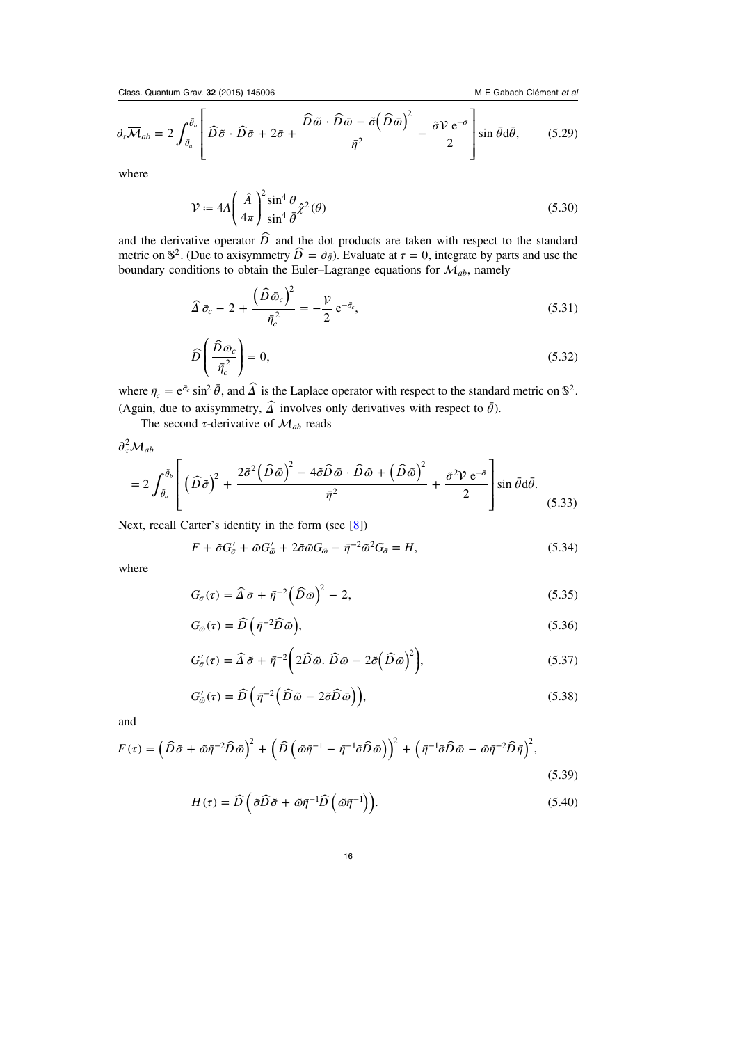$$\partial_\tau \overline{\mathcal{M}}_{ab} = 2\int_{\bar\theta_a}^{\bar\theta_b} \left[ \widehat{D}\,\tilde\sigma \cdot \widehat{D}\,\bar\sigma + 2\tilde\sigma + \frac{\widehat{D}\,\tilde\omega \cdot \widehat{D}\,\bar\omega - \tilde\sigma\left(\widehat{D}\,\bar\omega\right)^2}{\bar\eta^2} - \frac{\tilde\sigma \mathcal{V}\,\mathrm{e}^{-\bar\sigma}}{2} \right] \sin\bar\theta \mathrm{d}\bar\theta, \tag{5.29}$$

where

$$\mathcal{V} := 4\Lambda\left(\frac{\hat{A}}{4\pi}\right)^2 \frac{\sin^4\theta}{\sin^4\bar\theta}\hat\chi^2(\theta) \tag{5.30}$$

and the derivative operator $\widehat{D}$ and the dot products are taken with respect to the standard metric on $\mathbb{S}^2$. (Due to axisymmetry $\widehat{D} = \partial_{\bar\theta}$). Evaluate at $\tau = 0$, integrate by parts and use the boundary conditions to obtain the Euler–Lagrange equations for $\overline{\mathcal{M}}_{ab}$, namely

$$\widehat{\Delta}\,\bar\sigma_c - 2 + \frac{\left(\widehat{D}\,\bar\omega_c\right)^2}{\bar\eta_c^2} = -\frac{\mathcal{V}}{2}\,\mathrm{e}^{-\bar\sigma_c}, \tag{5.31}$$

$$\widehat{D}\left(\frac{\widehat{D}\,\bar\omega_c}{\bar\eta_c^2}\right) = 0, \tag{5.32}$$

where $\bar\eta_c = \mathrm{e}^{\bar\sigma_c}\sin^2\bar\theta$, and $\widehat{\Delta}$ is the Laplace operator with respect to the standard metric on $\mathbb{S}^2$. (Again, due to axisymmetry, $\widehat{\Delta}$ involves only derivatives with respect to $\bar\theta$).

The second $\tau$-derivative of $\overline{\mathcal{M}}_{ab}$ reads

$$\partial_\tau^2 \overline{\mathcal{M}}_{ab} = 2\int_{\bar\theta_a}^{\bar\theta_b} \left[ \left(\widehat{D}\,\tilde\sigma\right)^2 + \frac{2\tilde\sigma^2\left(\widehat{D}\,\bar\omega\right)^2 - 4\tilde\sigma\widehat{D}\,\bar\omega \cdot \widehat{D}\,\tilde\omega + \left(\widehat{D}\,\tilde\omega\right)^2}{\bar\eta^2} + \frac{\tilde\sigma^2\mathcal{V}\,\mathrm{e}^{-\bar\sigma}}{2} \right] \sin\bar\theta \mathrm{d}\bar\theta. \tag{5.33}$$

Next, recall Carter's identity in the form (see [8])

$$F + \tilde\sigma G'_{\bar\sigma} + \tilde\omega G'_{\bar\omega} + 2\tilde\sigma\tilde\omega G_{\bar\omega} - \bar\eta^{-2}\tilde\omega^2 G_{\bar\sigma} = H, \tag{5.34}$$

where

$$G_{\bar\sigma}(\tau) = \widehat{\Delta}\,\bar\sigma + \bar\eta^{-2}\left(\widehat{D}\,\bar\omega\right)^2 - 2, \tag{5.35}$$

$$G_{\bar\omega}(\tau) = \widehat{D}\left(\bar\eta^{-2}\widehat{D}\,\bar\omega\right), \tag{5.36}$$

$$G'_{\bar\sigma}(\tau) = \widehat{\Delta}\,\tilde\sigma + \bar\eta^{-2}\left(2\widehat{D}\,\tilde\omega.\,\widehat{D}\,\bar\omega - 2\tilde\sigma\left(\widehat{D}\,\bar\omega\right)^2\right), \tag{5.37}$$

$$G'_{\bar\omega}(\tau) = \widehat{D}\left(\bar\eta^{-2}\left(\widehat{D}\,\tilde\omega - 2\tilde\sigma\widehat{D}\,\bar\omega\right)\right), \tag{5.38}$$

and

$$F(\tau) = \left(\widehat{D}\,\tilde\sigma + \tilde\omega\bar\eta^{-2}\widehat{D}\,\bar\omega\right)^2 + \left(\widehat{D}\left(\tilde\omega\bar\eta^{-1} - \bar\eta^{-1}\tilde\sigma\widehat{D}\,\bar\omega\right)\right)^2 + \left(\bar\eta^{-1}\tilde\sigma\widehat{D}\,\bar\omega - \tilde\omega\bar\eta^{-2}\widehat{D}\,\bar\eta\right)^2, \tag{5.39}$$

$$H(\tau) = \widehat{D}\left(\tilde\sigma\widehat{D}\,\tilde\sigma + \tilde\omega\bar\eta^{-1}\widehat{D}\left(\tilde\omega\bar\eta^{-1}\right)\right). \tag{5.40}$$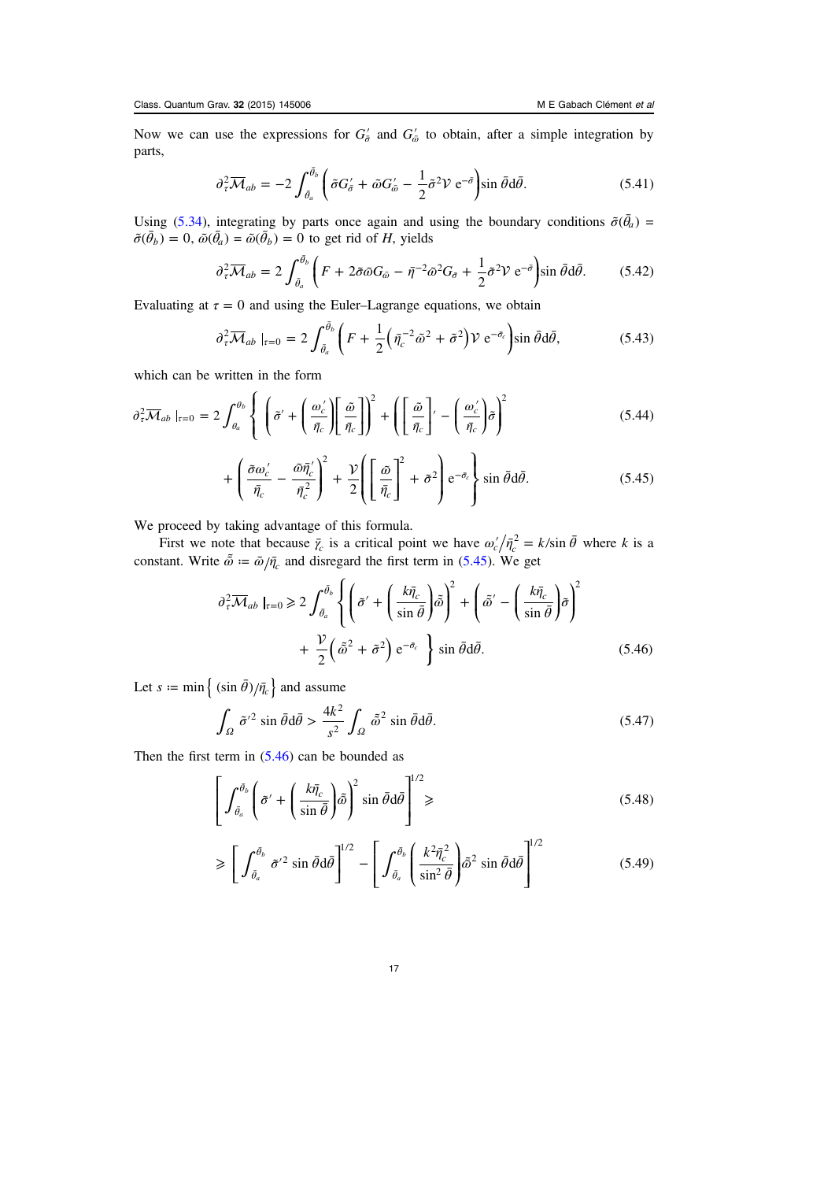Now we can use the expressions for $G'_{\tilde{\sigma}}$ and $G'_{\tilde{\omega}}$ to obtain, after a simple integration by parts,

$$\partial_\tau^2 \overline{\mathcal{M}}_{ab} = -2 \int_{\bar{\theta}_a}^{\bar{\theta}_b} \left( \tilde{\sigma} G'_{\tilde{\sigma}} + \tilde{\omega} G'_{\tilde{\omega}} - \frac{1}{2} \tilde{\sigma}^2 \mathcal{V} \, \mathrm{e}^{-\bar{\sigma}} \right) \sin \bar{\theta} \mathrm{d}\bar{\theta}. \tag{5.41}$$

Using (5.34), integrating by parts once again and using the boundary conditions $\tilde{\sigma}(\bar{\theta}_a) = \tilde{\sigma}(\bar{\theta}_b) = 0$, $\tilde{\omega}(\bar{\theta}_a) = \tilde{\omega}(\bar{\theta}_b) = 0$ to get rid of $H$, yields

$$\partial_\tau^2 \overline{\mathcal{M}}_{ab} = 2 \int_{\bar{\theta}_a}^{\bar{\theta}_b} \left( F + 2\tilde{\sigma}\tilde{\omega} G_{\tilde{\omega}} - \bar{\eta}^{-2} \tilde{\omega}^2 G_{\tilde{\sigma}} + \frac{1}{2} \tilde{\sigma}^2 \mathcal{V} \, \mathrm{e}^{-\bar{\sigma}} \right) \sin \bar{\theta} \mathrm{d}\bar{\theta}. \tag{5.42}$$

Evaluating at $\tau = 0$ and using the Euler–Lagrange equations, we obtain

$$\partial_\tau^2 \overline{\mathcal{M}}_{ab} \mid_{\tau=0} = 2 \int_{\bar{\theta}_a}^{\bar{\theta}_b} \left( F + \frac{1}{2} \left( \bar{\eta}_c^{-2} \tilde{\omega}^2 + \tilde{\sigma}^2 \right) \mathcal{V} \, \mathrm{e}^{-\bar{\sigma}_c} \right) \sin \bar{\theta} \mathrm{d}\bar{\theta}, \tag{5.43}$$

which can be written in the form

$$\partial_\tau^2 \overline{\mathcal{M}}_{ab} \mid_{\tau=0} = 2 \int_{\theta_a}^{\theta_b} \left\{ \left( \tilde{\sigma}' + \left( \frac{\omega_c'}{\bar{\eta}_c} \right) \left[ \frac{\tilde{\omega}}{\bar{\eta}_c} \right] \right)^2 + \left( \left[ \frac{\tilde{\omega}}{\bar{\eta}_c} \right]' - \left( \frac{\omega_c'}{\bar{\eta}_c} \right) \tilde{\sigma} \right)^2 \right. \tag{5.44}$$

$$\left. + \left( \frac{\tilde{\sigma}\omega_c'}{\bar{\eta}_c} - \frac{\tilde{\omega}\bar{\eta}_c'}{\bar{\eta}_c^2} \right)^2 + \frac{\mathcal{V}}{2} \left( \left[ \frac{\tilde{\omega}}{\bar{\eta}_c} \right]^2 + \tilde{\sigma}^2 \right) \mathrm{e}^{-\bar{\sigma}_c} \right\} \sin \bar{\theta} \mathrm{d}\bar{\theta}. \tag{5.45}$$

We proceed by taking advantage of this formula.

First we note that because $\bar{\gamma}_c$ is a critical point we have $\omega_c'/\bar{\eta}_c^2 = k/\sin \bar{\theta}$ where $k$ is a constant. Write $\tilde{\bar{\omega}} := \tilde{\omega}/\bar{\eta}_c$ and disregard the first term in (5.45). We get

$$\partial_\tau^2 \overline{\mathcal{M}}_{ab} \mid_{\tau=0} \geqslant 2 \int_{\bar{\theta}_a}^{\bar{\theta}_b} \left\{ \left( \tilde{\sigma}' + \left( \frac{k\bar{\eta}_c}{\sin \bar{\theta}} \right) \tilde{\bar{\omega}} \right)^2 + \left( \tilde{\bar{\omega}}' - \left( \frac{k\bar{\eta}_c}{\sin \bar{\theta}} \right) \tilde{\sigma} \right)^2 \right.$$
$$\left. + \frac{\mathcal{V}}{2} \left( \tilde{\bar{\omega}}^2 + \tilde{\sigma}^2 \right) \mathrm{e}^{-\bar{\sigma}_c} \right\} \sin \bar{\theta} \mathrm{d}\bar{\theta}. \tag{5.46}$$

Let $s := \min \left\{ (\sin \bar{\theta})/\bar{\eta}_c \right\}$ and assume

$$\int_\Omega \tilde{\sigma}'^2 \sin \bar{\theta} \mathrm{d}\bar{\theta} > \frac{4k^2}{s^2} \int_\Omega \tilde{\bar{\omega}}^2 \sin \bar{\theta} \mathrm{d}\bar{\theta}. \tag{5.47}$$

Then the first term in (5.46) can be bounded as

$$\left[ \int_{\bar{\theta}_a}^{\bar{\theta}_b} \left( \tilde{\sigma}' + \left( \frac{k\bar{\eta}_c}{\sin \bar{\theta}} \right) \tilde{\bar{\omega}} \right)^2 \sin \bar{\theta} \mathrm{d}\bar{\theta} \right]^{1/2} \geqslant \tag{5.48}$$

$$\geqslant \left[ \int_{\bar{\theta}_a}^{\bar{\theta}_b} \tilde{\sigma}'^2 \sin \bar{\theta} \mathrm{d}\bar{\theta} \right]^{1/2} - \left[ \int_{\bar{\theta}_a}^{\bar{\theta}_b} \left( \frac{k^2 \bar{\eta}_c^2}{\sin^2 \bar{\theta}} \right) \tilde{\bar{\omega}}^2 \sin \bar{\theta} \mathrm{d}\bar{\theta} \right]^{1/2} \tag{5.49}$$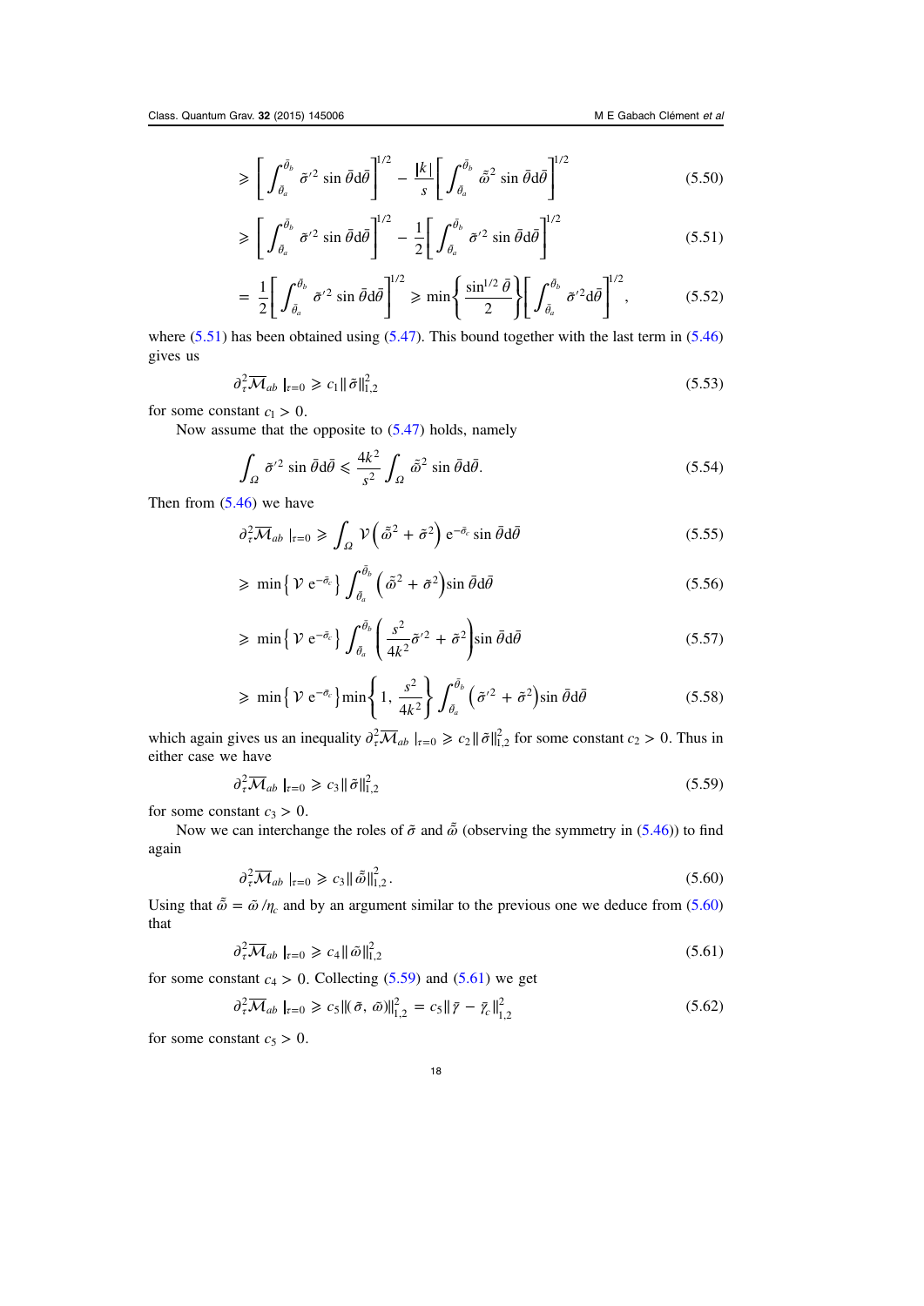$$\geqslant \left[ \int_{\bar{\theta}_a}^{\bar{\theta}_b} \tilde{\sigma}'^2 \sin \bar{\theta} \mathrm{d}\bar{\theta} \right]^{1/2} - \frac{|k|}{s} \left[ \int_{\bar{\theta}_a}^{\bar{\theta}_b} \tilde{\bar{\omega}}^2 \sin \bar{\theta} \mathrm{d}\bar{\theta} \right]^{1/2} \tag{5.50}$$

$$\geqslant \left[ \int_{\bar{\theta}_a}^{\bar{\theta}_b} \tilde{\sigma}'^2 \sin \bar{\theta} \mathrm{d}\bar{\theta} \right]^{1/2} - \frac{1}{2} \left[ \int_{\bar{\theta}_a}^{\bar{\theta}_b} \tilde{\sigma}'^2 \sin \bar{\theta} \mathrm{d}\bar{\theta} \right]^{1/2} \tag{5.51}$$

$$= \frac{1}{2} \left[ \int_{\bar{\theta}_a}^{\bar{\theta}_b} \tilde{\sigma}'^2 \sin \bar{\theta} \mathrm{d}\bar{\theta} \right]^{1/2} \geqslant \min\left\{ \frac{\sin^{1/2} \bar{\theta}}{2} \right\} \left[ \int_{\bar{\theta}_a}^{\bar{\theta}_b} \tilde{\sigma}'^2 \mathrm{d}\bar{\theta} \right]^{1/2}, \tag{5.52}$$

where (5.51) has been obtained using (5.47). This bound together with the last term in (5.46) gives us

$$\partial_\tau^2 \overline{\mathcal{M}}_{ab} \mid_{\tau=0} \geqslant c_1 \| \tilde{\sigma} \|_{1,2}^2 \tag{5.53}$$

for some constant $c_1 > 0$.

Now assume that the opposite to (5.47) holds, namely

$$\int_\Omega \tilde{\sigma}'^2 \sin \bar{\theta} \mathrm{d}\bar{\theta} \leqslant \frac{4k^2}{s^2} \int_\Omega \tilde{\bar{\omega}}^2 \sin \bar{\theta} \mathrm{d}\bar{\theta}. \tag{5.54}$$

Then from (5.46) we have

$$\partial_\tau^2 \overline{\mathcal{M}}_{ab} \mid_{\tau=0} \geqslant \int_\Omega \mathcal{V} \left( \tilde{\bar{\omega}}^2 + \tilde{\sigma}^2 \right) \mathrm{e}^{-\bar{\sigma}_c} \sin \bar{\theta} \mathrm{d}\bar{\theta} \tag{5.55}$$

$$\geqslant \min\left\{ \mathcal{V} \, \mathrm{e}^{-\bar{\sigma}_c} \right\} \int_{\bar{\theta}_a}^{\bar{\theta}_b} \left( \tilde{\bar{\omega}}^2 + \tilde{\sigma}^2 \right) \sin \bar{\theta} \mathrm{d}\bar{\theta} \tag{5.56}$$

$$\geqslant \min\left\{ \mathcal{V} \, \mathrm{e}^{-\bar{\sigma}_c} \right\} \int_{\bar{\theta}_a}^{\bar{\theta}_b} \left( \frac{s^2}{4k^2} \tilde{\sigma}'^2 + \tilde{\sigma}^2 \right) \sin \bar{\theta} \mathrm{d}\bar{\theta} \tag{5.57}$$

$$\geqslant \min\left\{ \mathcal{V} \, \mathrm{e}^{-\bar{\sigma}_c} \right\} \min\left\{ 1, \frac{s^2}{4k^2} \right\} \int_{\bar{\theta}_a}^{\bar{\theta}_b} \left( \tilde{\sigma}'^2 + \tilde{\sigma}^2 \right) \sin \bar{\theta} \mathrm{d}\bar{\theta} \tag{5.58}$$

which again gives us an inequality $\partial_\tau^2 \overline{\mathcal{M}}_{ab} \mid_{\tau=0} \geqslant c_2 \| \tilde{\sigma} \|_{1,2}^2$ for some constant $c_2 > 0$. Thus in either case we have

$$\partial_\tau^2 \overline{\mathcal{M}}_{ab} \mid_{\tau=0} \geqslant c_3 \| \tilde{\sigma} \|_{1,2}^2 \tag{5.59}$$

for some constant $c_3 > 0$.

Now we can interchange the roles of $\tilde{\sigma}$ and $\tilde{\bar{\omega}}$ (observing the symmetry in (5.46)) to find again

$$\partial_\tau^2 \overline{\mathcal{M}}_{ab} \mid_{\tau=0} \geqslant c_3 \| \tilde{\bar{\omega}} \|_{1,2}^2. \tag{5.60}$$

Using that $\tilde{\bar{\omega}} = \tilde{\omega} / \eta_c$ and by an argument similar to the previous one we deduce from (5.60) that

$$\partial_\tau^2 \overline{\mathcal{M}}_{ab} \mid_{\tau=0} \geqslant c_4 \| \tilde{\omega} \|_{1,2}^2 \tag{5.61}$$

for some constant $c_4 > 0$. Collecting (5.59) and (5.61) we get

$$\partial_\tau^2 \overline{\mathcal{M}}_{ab} \mid_{\tau=0} \geqslant c_5 \| (\tilde{\sigma}, \tilde{\omega}) \|_{1,2}^2 = c_5 \| \bar{\gamma} - \bar{\gamma}_c \|_{1,2}^2 \tag{5.62}$$

for some constant $c_5 > 0$.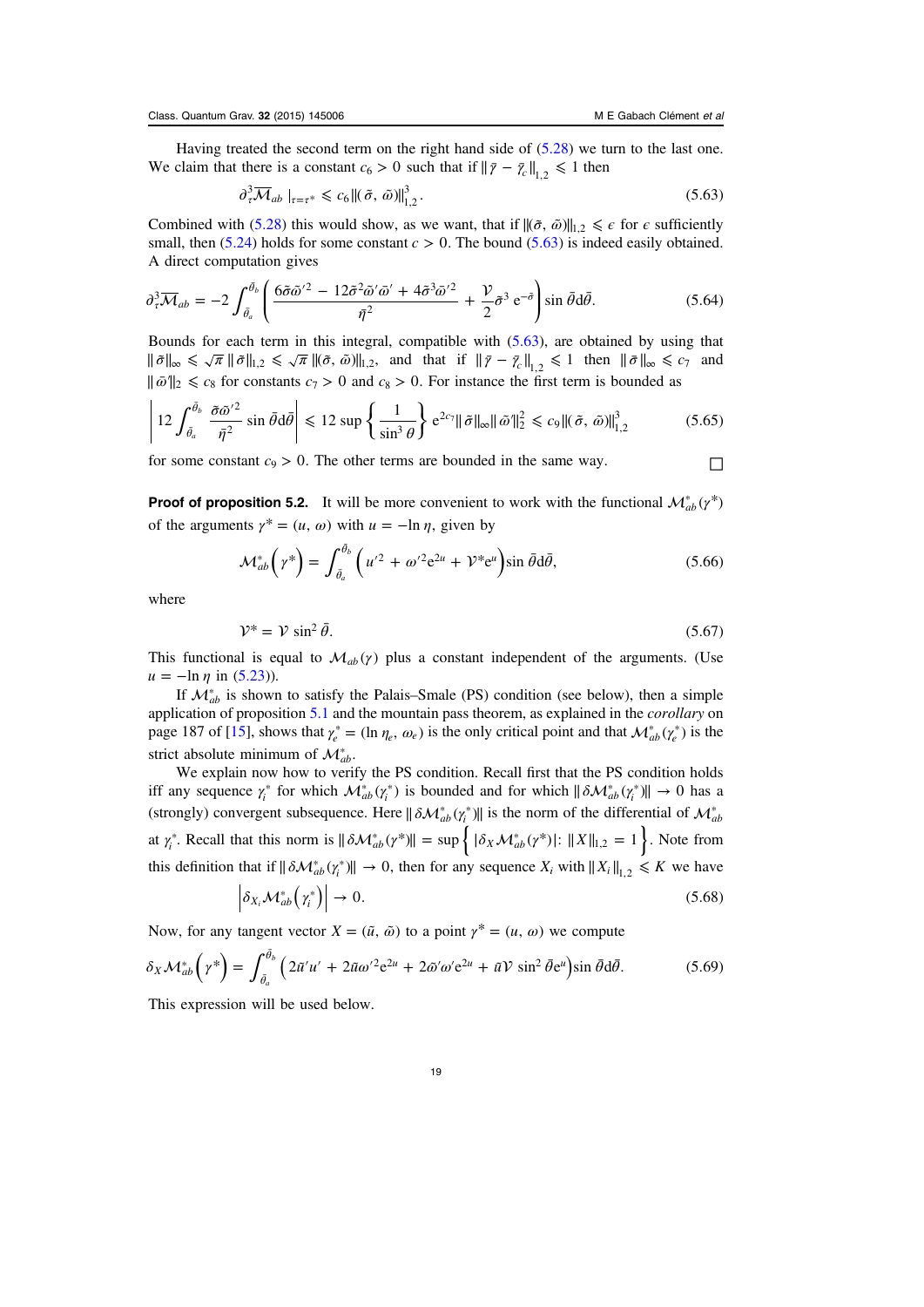Having treated the second term on the right hand side of (5.28) we turn to the last one. We claim that there is a constant $c_6 > 0$ such that if $\|\bar{\gamma} - \bar{\gamma}_c\|_{1,2} \leqslant 1$ then

$$\partial_\tau^3 \overline{\mathcal{M}}_{ab}\,|_{\tau=\tau^*} \leqslant c_6 \|(\tilde{\sigma},\, \tilde{\omega})\|_{1,2}^3. \tag{5.63}$$

Combined with (5.28) this would show, as we want, that if $\|(\tilde{\sigma},\, \tilde{\omega})\|_{1,2} \leqslant \epsilon$ for $\epsilon$ sufficiently small, then (5.24) holds for some constant $c > 0$. The bound (5.63) is indeed easily obtained. A direct computation gives

$$\partial_\tau^3 \overline{\mathcal{M}}_{ab} = -2 \int_{\bar{\theta}_a}^{\bar{\theta}_b} \left( \frac{6\tilde{\sigma}\tilde{\omega}'^2 - 12\tilde{\sigma}^2\tilde{\omega}'\bar{\omega}' + 4\tilde{\sigma}^3\bar{\omega}'^2}{\bar{\eta}^2} + \frac{\mathcal{V}}{2}\tilde{\sigma}^3\, \mathrm{e}^{-\bar{\sigma}} \right) \sin\bar{\theta}\mathrm{d}\bar{\theta}. \tag{5.64}$$

Bounds for each term in this integral, compatible with (5.63), are obtained by using that $\|\tilde{\sigma}\|_\infty \leqslant \sqrt{\pi}\, \|\tilde{\sigma}\|_{1,2} \leqslant \sqrt{\pi}\, \|(\tilde{\sigma},\, \tilde{\omega})\|_{1,2}$, and that if $\|\bar{\gamma} - \bar{\gamma}_c\|_{1,2} \leqslant 1$ then $\|\bar{\sigma}\|_\infty \leqslant c_7$ and $\|\bar{\omega}'\|_2 \leqslant c_8$ for constants $c_7 > 0$ and $c_8 > 0$. For instance the first term is bounded as

$$\left| 12 \int_{\bar{\theta}_a}^{\bar{\theta}_b} \frac{\tilde{\sigma}\tilde{\omega}'^2}{\bar{\eta}^2} \sin\bar{\theta}\mathrm{d}\bar{\theta} \right| \leqslant 12 \sup\left\{ \frac{1}{\sin^3\theta} \right\} \mathrm{e}^{2c_7} \|\tilde{\sigma}\|_\infty \|\tilde{\omega}'\|_2^2 \leqslant c_9 \|(\tilde{\sigma},\, \tilde{\omega})\|_{1,2}^3 \tag{5.65}$$

for some constant $c_9 > 0$. The other terms are bounded in the same way. □

**Proof of proposition 5.2.** It will be more convenient to work with the functional $\mathcal{M}_{ab}^*(\gamma^*)$ of the arguments $\gamma^* = (u,\, \omega)$ with $u = -\ln\eta$, given by

$$\mathcal{M}_{ab}^*\left(\gamma^*\right) = \int_{\bar{\theta}_a}^{\bar{\theta}_b} \left( u'^2 + \omega'^2 \mathrm{e}^{2u} + \mathcal{V}^* \mathrm{e}^u \right) \sin\bar{\theta}\mathrm{d}\bar{\theta}, \tag{5.66}$$

where

$$\mathcal{V}^* = \mathcal{V}\, \sin^2\bar{\theta}. \tag{5.67}$$

This functional is equal to $\mathcal{M}_{ab}(\gamma)$ plus a constant independent of the arguments. (Use $u = -\ln\eta$ in (5.23)).

If $\mathcal{M}_{ab}^*$ is shown to satisfy the Palais–Smale (PS) condition (see below), then a simple application of proposition 5.1 and the mountain pass theorem, as explained in the *corollary* on page 187 of [15], shows that $\gamma_e^* = (\ln\eta_e,\, \omega_e)$ is the only critical point and that $\mathcal{M}_{ab}^*(\gamma_e^*)$ is the strict absolute minimum of $\mathcal{M}_{ab}^*$.

We explain now how to verify the PS condition. Recall first that the PS condition holds iff any sequence $\gamma_i^*$ for which $\mathcal{M}_{ab}^*(\gamma_i^*)$ is bounded and for which $\|\delta\mathcal{M}_{ab}^*(\gamma_i^*)\| \to 0$ has a (strongly) convergent subsequence. Here $\|\delta\mathcal{M}_{ab}^*(\gamma_i^*)\|$ is the norm of the differential of $\mathcal{M}_{ab}^*$ at $\gamma_i^*$. Recall that this norm is $\|\delta\mathcal{M}_{ab}^*(\gamma^*)\| = \sup\left\{ |\delta_X\mathcal{M}_{ab}^*(\gamma^*)|\colon \|X\|_{1,2} = 1 \right\}$. Note from this definition that if $\|\delta\mathcal{M}_{ab}^*(\gamma_i^*)\| \to 0$, then for any sequence $X_i$ with $\|X_i\|_{1,2} \leqslant K$ we have

$$\left| \delta_{X_i}\mathcal{M}_{ab}^*\left(\gamma_i^*\right) \right| \to 0. \tag{5.68}$$

Now, for any tangent vector $X = (\tilde{u},\, \tilde{\omega})$ to a point $\gamma^* = (u,\, \omega)$ we compute

$$\delta_X\mathcal{M}_{ab}^*\left(\gamma^*\right) = \int_{\bar{\theta}_a}^{\bar{\theta}_b} \left( 2\tilde{u}'u' + 2\tilde{u}\omega'^2\mathrm{e}^{2u} + 2\tilde{\omega}'\omega'\mathrm{e}^{2u} + \tilde{u}\mathcal{V}\, \sin^2\bar{\theta}\mathrm{e}^u \right) \sin\bar{\theta}\mathrm{d}\bar{\theta}. \tag{5.69}$$

This expression will be used below.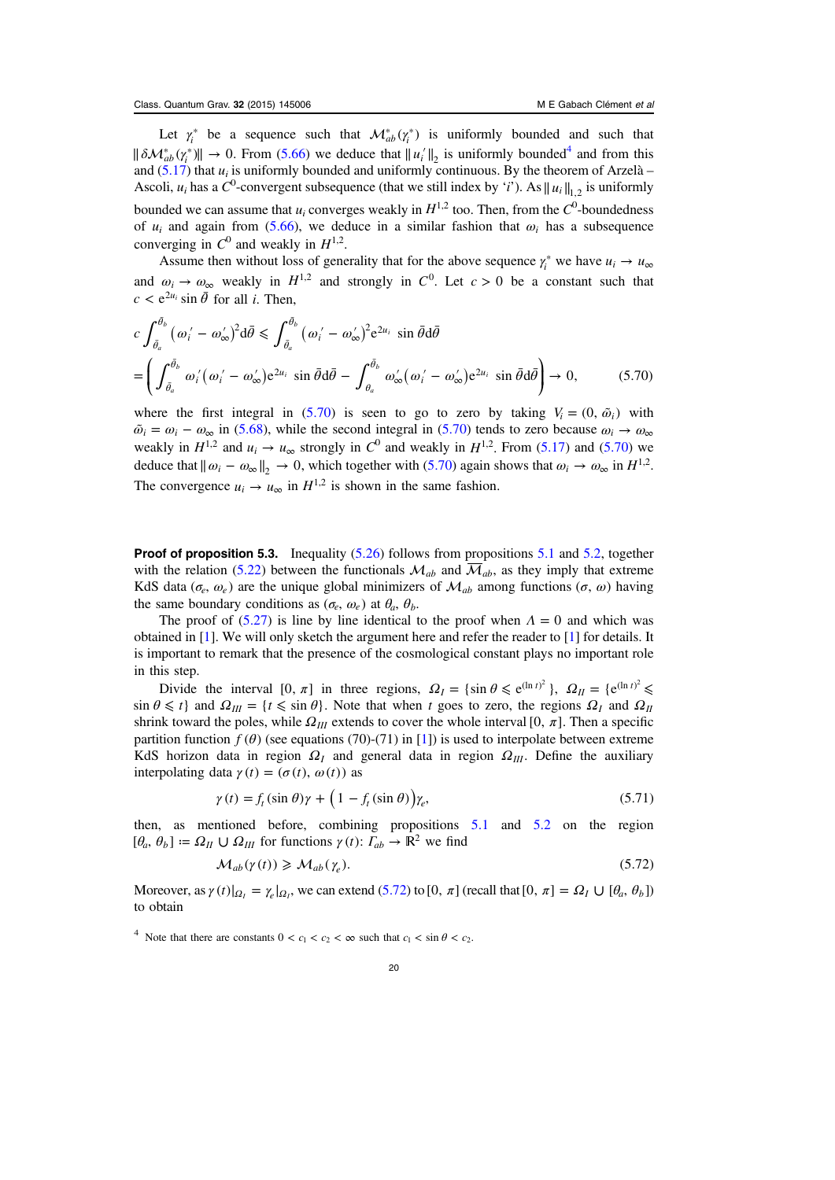Let $\gamma_i^*$ be a sequence such that $\mathcal{M}_{ab}^*(\gamma_i^*)$ is uniformly bounded and such that $\|\delta\mathcal{M}_{ab}^*(\gamma_i^*)\| \to 0$. From (5.66) we deduce that $\|u_i'\|_2$ is uniformly bounded[4] and from this and (5.17) that $u_i$ is uniformly bounded and uniformly continuous. By the theorem of Arzelà – Ascoli, $u_i$ has a $C^0$-convergent subsequence (that we still index by '$i$'). As $\|u_i\|_{1,2}$ is uniformly bounded we can assume that $u_i$ converges weakly in $H^{1,2}$ too. Then, from the $C^0$-boundedness of $u_i$ and again from (5.66), we deduce in a similar fashion that $\omega_i$ has a subsequence converging in $C^0$ and weakly in $H^{1,2}$.

Assume then without loss of generality that for the above sequence $\gamma_i^*$ we have $u_i \to u_\infty$ and $\omega_i \to \omega_\infty$ weakly in $H^{1,2}$ and strongly in $C^0$. Let $c > 0$ be a constant such that $c < e^{2u_i} \sin\bar{\theta}$ for all $i$. Then,

$$c\int_{\bar{\theta}_a}^{\bar{\theta}_b} \left(\omega_i' - \omega_\infty'\right)^2 \mathrm{d}\bar{\theta} \leqslant \int_{\bar{\theta}_a}^{\bar{\theta}_b} \left(\omega_i' - \omega_\infty'\right)^2 e^{2u_i} \sin\bar{\theta}\mathrm{d}\bar{\theta}$$

$$= \left(\int_{\bar{\theta}_a}^{\bar{\theta}_b} \omega_i'\left(\omega_i' - \omega_\infty'\right) e^{2u_i} \sin\bar{\theta}\mathrm{d}\bar{\theta} - \int_{\theta_a}^{\bar{\theta}_b} \omega_\infty'\left(\omega_i' - \omega_\infty'\right) e^{2u_i} \sin\bar{\theta}\mathrm{d}\bar{\theta}\right) \to 0, \tag{5.70}$$

where the first integral in (5.70) is seen to go to zero by taking $V_i = (0, \tilde{\omega}_i)$ with $\tilde{\omega}_i = \omega_i - \omega_\infty$ in (5.68), while the second integral in (5.70) tends to zero because $\omega_i \to \omega_\infty$ weakly in $H^{1,2}$ and $u_i \to u_\infty$ strongly in $C^0$ and weakly in $H^{1,2}$. From (5.17) and (5.70) we deduce that $\|\omega_i - \omega_\infty\|_2 \to 0$, which together with (5.70) again shows that $\omega_i \to \omega_\infty$ in $H^{1,2}$. The convergence $u_i \to u_\infty$ in $H^{1,2}$ is shown in the same fashion.

**Proof of proposition 5.3.** Inequality (5.26) follows from propositions 5.1 and 5.2, together with the relation (5.22) between the functionals $\mathcal{M}_{ab}$ and $\overline{\mathcal{M}}_{ab}$, as they imply that extreme KdS data $(\sigma_e, \omega_e)$ are the unique global minimizers of $\mathcal{M}_{ab}$ among functions $(\sigma, \omega)$ having the same boundary conditions as $(\sigma_e, \omega_e)$ at $\theta_a$, $\theta_b$.

The proof of (5.27) is line by line identical to the proof when $\Lambda = 0$ and which was obtained in [1]. We will only sketch the argument here and refer the reader to [1] for details. It is important to remark that the presence of the cosmological constant plays no important role in this step.

Divide the interval $[0, \pi]$ in three regions, $\Omega_I = \{\sin\theta \leqslant e^{(\ln t)^2}\}$, $\Omega_{II} = \{e^{(\ln t)^2} \leqslant \sin\theta \leqslant t\}$ and $\Omega_{III} = \{t \leqslant \sin\theta\}$. Note that when $t$ goes to zero, the regions $\Omega_I$ and $\Omega_{II}$ shrink toward the poles, while $\Omega_{III}$ extends to cover the whole interval $[0, \pi]$. Then a specific partition function $f(\theta)$ (see equations (70)-(71) in [1]) is used to interpolate between extreme KdS horizon data in region $\Omega_I$ and general data in region $\Omega_{III}$. Define the auxiliary interpolating data $\gamma(t) = (\sigma(t), \omega(t))$ as

$$\gamma(t) = f_t(\sin\theta)\gamma + \left(1 - f_t(\sin\theta)\right)\gamma_e, \tag{5.71}$$

then, as mentioned before, combining propositions 5.1 and 5.2 on the region $[\theta_a, \theta_b] := \Omega_{II} \cup \Omega_{III}$ for functions $\gamma(t)$: $\Gamma_{ab} \to \mathbb{R}^2$ we find

$$\mathcal{M}_{ab}(\gamma(t)) \geqslant \mathcal{M}_{ab}(\gamma_e). \tag{5.72}$$

Moreover, as $\gamma(t)|_{\Omega_I} = \gamma_e|_{\Omega_I}$, we can extend (5.72) to $[0, \pi]$ (recall that $[0, \pi] = \Omega_I \cup [\theta_a, \theta_b]$) to obtain

[4] Note that there are constants $0 < c_1 < c_2 < \infty$ such that $c_1 < \sin\theta < c_2$.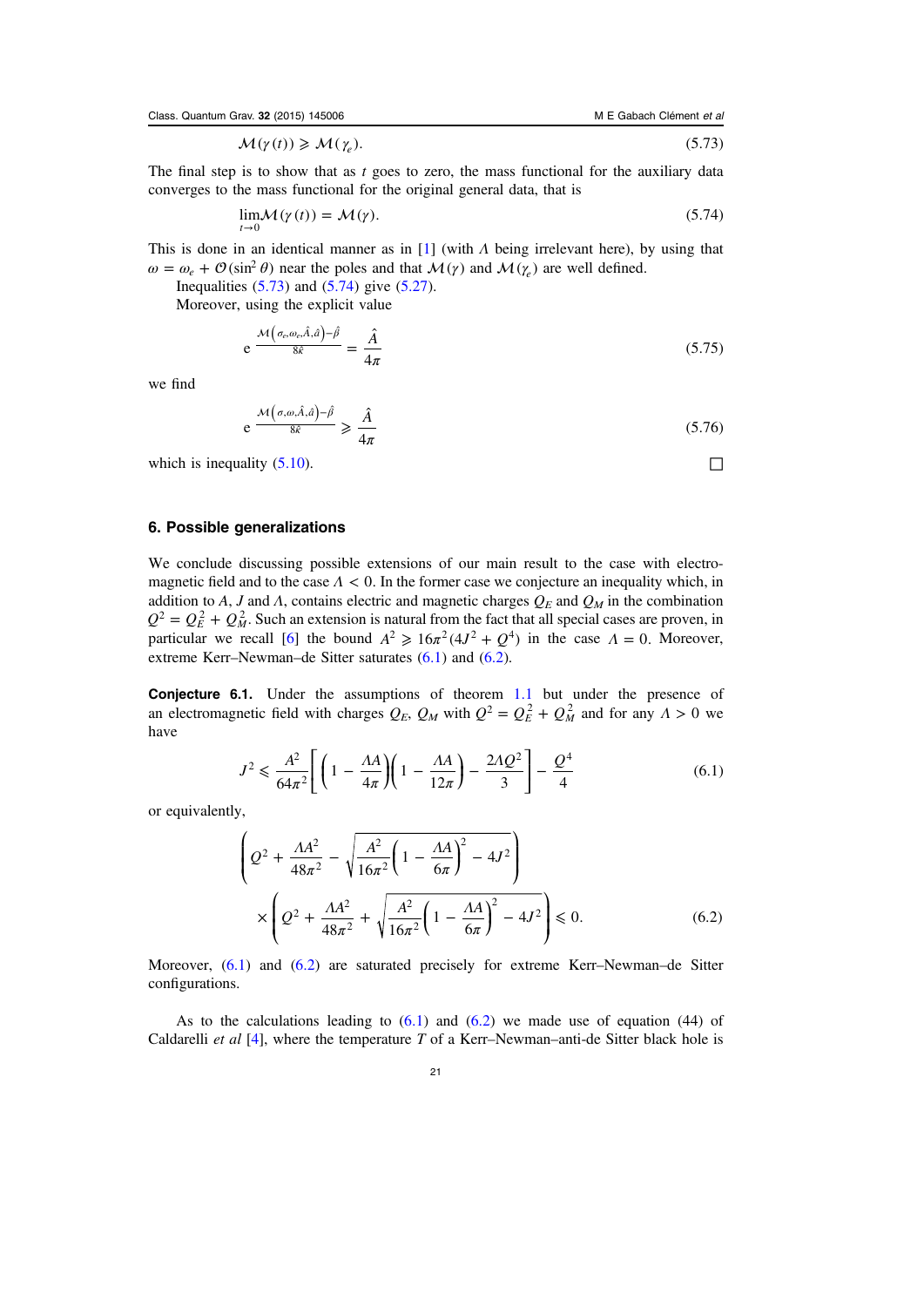$$\mathcal{M}(\gamma(t)) \geqslant \mathcal{M}(\gamma_e). \tag{5.73}$$

The final step is to show that as $t$ goes to zero, the mass functional for the auxiliary data converges to the mass functional for the original general data, that is

$$\lim_{t\to 0} \mathcal{M}(\gamma(t)) = \mathcal{M}(\gamma). \tag{5.74}$$

This is done in an identical manner as in [1] (with $\Lambda$ being irrelevant here), by using that $\omega = \omega_e + \mathcal{O}(\sin^2\theta)$ near the poles and that $\mathcal{M}(\gamma)$ and $\mathcal{M}(\gamma_e)$ are well defined.

Inequalities (5.73) and (5.74) give (5.27).

Moreover, using the explicit value

$$\mathrm{e}^{\frac{\mathcal{M}\left(\sigma_e,\omega_e,\hat{A},\hat{a}\right)-\hat{\beta}}{8\hat{\kappa}}} = \frac{\hat{A}}{4\pi} \tag{5.75}$$

we find

$$\mathrm{e}^{\frac{\mathcal{M}\left(\sigma,\omega,\hat{A},\hat{a}\right)-\hat{\beta}}{8\hat{\kappa}}} \geqslant \frac{\hat{A}}{4\pi} \tag{5.76}$$

which is inequality (5.10). □

## 6. Possible generalizations

We conclude discussing possible extensions of our main result to the case with electromagnetic field and to the case $\Lambda < 0$. In the former case we conjecture an inequality which, in addition to $A$, $J$ and $\Lambda$, contains electric and magnetic charges $Q_E$ and $Q_M$ in the combination $Q^2 = Q_E^2 + Q_M^2$. Such an extension is natural from the fact that all special cases are proven, in particular we recall [6] the bound $A^2 \geqslant 16\pi^2(4J^2 + Q^4)$ in the case $\Lambda = 0$. Moreover, extreme Kerr–Newman–de Sitter saturates (6.1) and (6.2).

**Conjecture 6.1.** Under the assumptions of theorem 1.1 but under the presence of an electromagnetic field with charges $Q_E$, $Q_M$ with $Q^2 = Q_E^2 + Q_M^2$ and for any $\Lambda > 0$ we have

$$J^2 \leqslant \frac{A^2}{64\pi^2}\left[\left(1 - \frac{\Lambda A}{4\pi}\right)\left(1 - \frac{\Lambda A}{12\pi}\right) - \frac{2\Lambda Q^2}{3}\right] - \frac{Q^4}{4} \tag{6.1}$$

or equivalently,

$$\left(Q^2 + \frac{\Lambda A^2}{48\pi^2} - \sqrt{\frac{A^2}{16\pi^2}\left(1 - \frac{\Lambda A}{6\pi}\right)^2 - 4J^2}\right) \times \left(Q^2 + \frac{\Lambda A^2}{48\pi^2} + \sqrt{\frac{A^2}{16\pi^2}\left(1 - \frac{\Lambda A}{6\pi}\right)^2 - 4J^2}\right) \leqslant 0. \tag{6.2}$$

Moreover, (6.1) and (6.2) are saturated precisely for extreme Kerr–Newman–de Sitter configurations.

As to the calculations leading to (6.1) and (6.2) we made use of equation (44) of Caldarelli *et al* [4], where the temperature $T$ of a Kerr–Newman–anti-de Sitter black hole is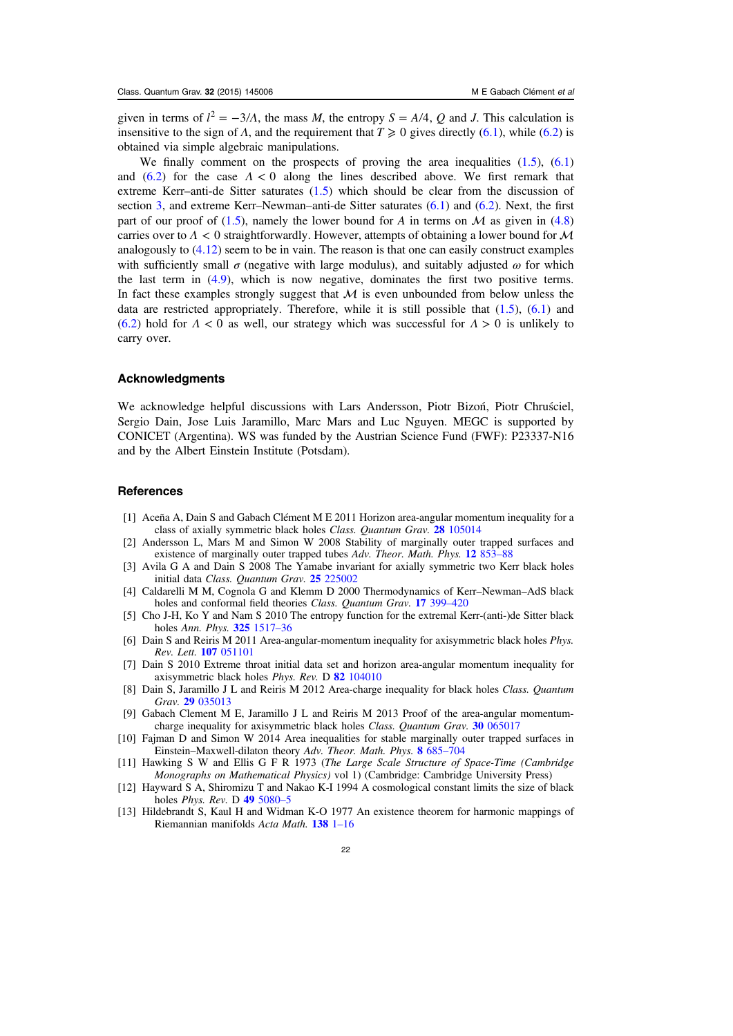given in terms of $l^2 = -3/\Lambda$, the mass $M$, the entropy $S = A/4$, $Q$ and $J$. This calculation is insensitive to the sign of $\Lambda$, and the requirement that $T \geqslant 0$ gives directly (6.1), while (6.2) is obtained via simple algebraic manipulations.

We finally comment on the prospects of proving the area inequalities (1.5), (6.1) and (6.2) for the case $\Lambda < 0$ along the lines described above. We first remark that extreme Kerr–anti-de Sitter saturates (1.5) which should be clear from the discussion of section 3, and extreme Kerr–Newman–anti-de Sitter saturates (6.1) and (6.2). Next, the first part of our proof of (1.5), namely the lower bound for $A$ in terms on $\mathcal{M}$ as given in (4.8) carries over to $\Lambda < 0$ straightforwardly. However, attempts of obtaining a lower bound for $\mathcal{M}$ analogously to (4.12) seem to be in vain. The reason is that one can easily construct examples with sufficiently small $\sigma$ (negative with large modulus), and suitably adjusted $\omega$ for which the last term in (4.9), which is now negative, dominates the first two positive terms. In fact these examples strongly suggest that $\mathcal{M}$ is even unbounded from below unless the data are restricted appropriately. Therefore, while it is still possible that (1.5), (6.1) and (6.2) hold for $\Lambda < 0$ as well, our strategy which was successful for $\Lambda > 0$ is unlikely to carry over.

## Acknowledgments

We acknowledge helpful discussions with Lars Andersson, Piotr Bizoń, Piotr Chruściel, Sergio Dain, Jose Luis Jaramillo, Marc Mars and Luc Nguyen. MEGC is supported by CONICET (Argentina). WS was funded by the Austrian Science Fund (FWF): P23337-N16 and by the Albert Einstein Institute (Potsdam).

## References

[1] Aceña A, Dain S and Gabach Clément M E 2011 Horizon area-angular momentum inequality for a class of axially symmetric black holes *Class. Quantum Grav.* **28** 105014

[2] Andersson L, Mars M and Simon W 2008 Stability of marginally outer trapped surfaces and existence of marginally outer trapped tubes *Adv. Theor. Math. Phys.* **12** 853–88

[3] Avila G A and Dain S 2008 The Yamabe invariant for axially symmetric two Kerr black holes initial data *Class. Quantum Grav.* **25** 225002

[4] Caldarelli M M, Cognola G and Klemm D 2000 Thermodynamics of Kerr–Newman–AdS black holes and conformal field theories *Class. Quantum Grav.* **17** 399–420

[5] Cho J-H, Ko Y and Nam S 2010 The entropy function for the extremal Kerr-(anti-)de Sitter black holes *Ann. Phys.* **325** 1517–36

[6] Dain S and Reiris M 2011 Area-angular-momentum inequality for axisymmetric black holes *Phys. Rev. Lett.* **107** 051101

[7] Dain S 2010 Extreme throat initial data set and horizon area-angular momentum inequality for axisymmetric black holes *Phys. Rev.* D **82** 104010

[8] Dain S, Jaramillo J L and Reiris M 2012 Area-charge inequality for black holes *Class. Quantum Grav.* **29** 035013

[9] Gabach Clement M E, Jaramillo J L and Reiris M 2013 Proof of the area-angular momentum-charge inequality for axisymmetric black holes *Class. Quantum Grav.* **30** 065017

[10] Fajman D and Simon W 2014 Area inequalities for stable marginally outer trapped surfaces in Einstein–Maxwell-dilaton theory *Adv. Theor. Math. Phys.* **8** 685–704

[11] Hawking S W and Ellis G F R 1973 (*The Large Scale Structure of Space-Time (Cambridge Monographs on Mathematical Physics)* vol 1) (Cambridge: Cambridge University Press)

[12] Hayward S A, Shiromizu T and Nakao K-I 1994 A cosmological constant limits the size of black holes *Phys. Rev.* D **49** 5080–5

[13] Hildebrandt S, Kaul H and Widman K-O 1977 An existence theorem for harmonic mappings of Riemannian manifolds *Acta Math.* **138** 1–16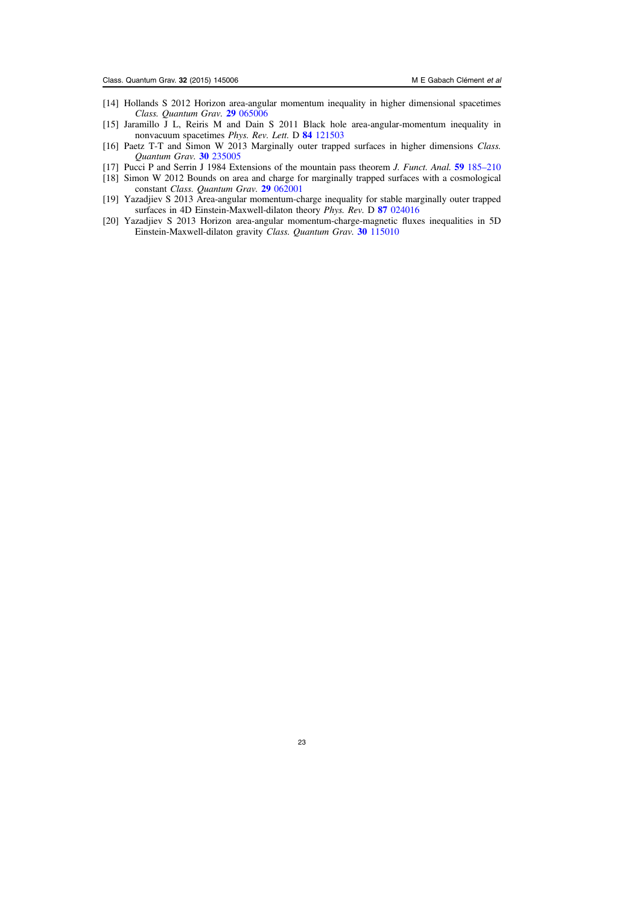[14] Hollands S 2012 Horizon area-angular momentum inequality in higher dimensional spacetimes *Class. Quantum Grav.* **29** 065006

[15] Jaramillo J L, Reiris M and Dain S 2011 Black hole area-angular-momentum inequality in nonvacuum spacetimes *Phys. Rev. Lett.* D **84** 121503

[16] Paetz T-T and Simon W 2013 Marginally outer trapped surfaces in higher dimensions *Class. Quantum Grav.* **30** 235005

[17] Pucci P and Serrin J 1984 Extensions of the mountain pass theorem *J. Funct. Anal.* **59** 185–210

[18] Simon W 2012 Bounds on area and charge for marginally trapped surfaces with a cosmological constant *Class. Quantum Grav.* **29** 062001

[19] Yazadjiev S 2013 Area-angular momentum-charge inequality for stable marginally outer trapped surfaces in 4D Einstein-Maxwell-dilaton theory *Phys. Rev.* D **87** 024016

[20] Yazadjiev S 2013 Horizon area-angular momentum-charge-magnetic fluxes inequalities in 5D Einstein-Maxwell-dilaton gravity *Class. Quantum Grav.* **30** 115010